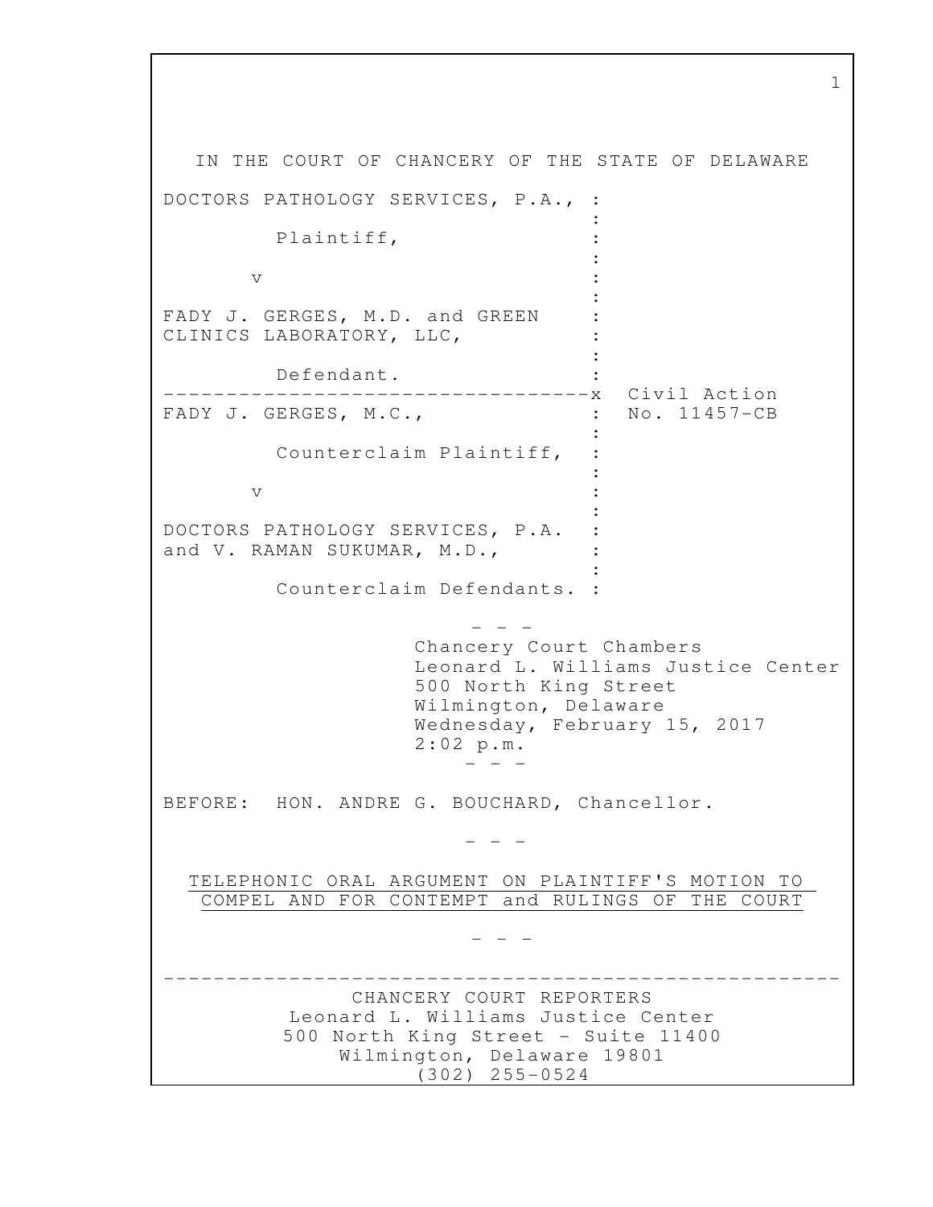IN THE COURT OF CHANCERY OF THE STATE OF DELAWARE

```
DOCTORS PATHOLOGY SERVICES, P.A., :
                                  :
         Plaintiff,               :
                                  :
       v                          :
                                  :
FADY J. GERGES, M.D. and GREEN    :
CLINICS LABORATORY, LLC,          :
                                  :
         Defendant.               :
----------------------------------x  Civil Action
FADY J. GERGES, M.C.,             :  No. 11457-CB
                                  :
         Counterclaim Plaintiff,  :
                                  :
       v                          :
                                  :
DOCTORS PATHOLOGY SERVICES, P.A.  :
and V. RAMAN SUKUMAR, M.D.,       :
                                  :
         Counterclaim Defendants. :
```

- - -

Chancery Court Chambers
Leonard L. Williams Justice Center
500 North King Street
Wilmington, Delaware
Wednesday, February 15, 2017
2:02 p.m.

- - -

BEFORE: HON. ANDRE G. BOUCHARD, Chancellor.

- - -

TELEPHONIC ORAL ARGUMENT ON PLAINTIFF'S MOTION TO COMPEL AND FOR CONTEMPT and RULINGS OF THE COURT

- - -

---

CHANCERY COURT REPORTERS
Leonard L. Williams Justice Center
500 North King Street - Suite 11400
Wilmington, Delaware 19801
(302) 255-0524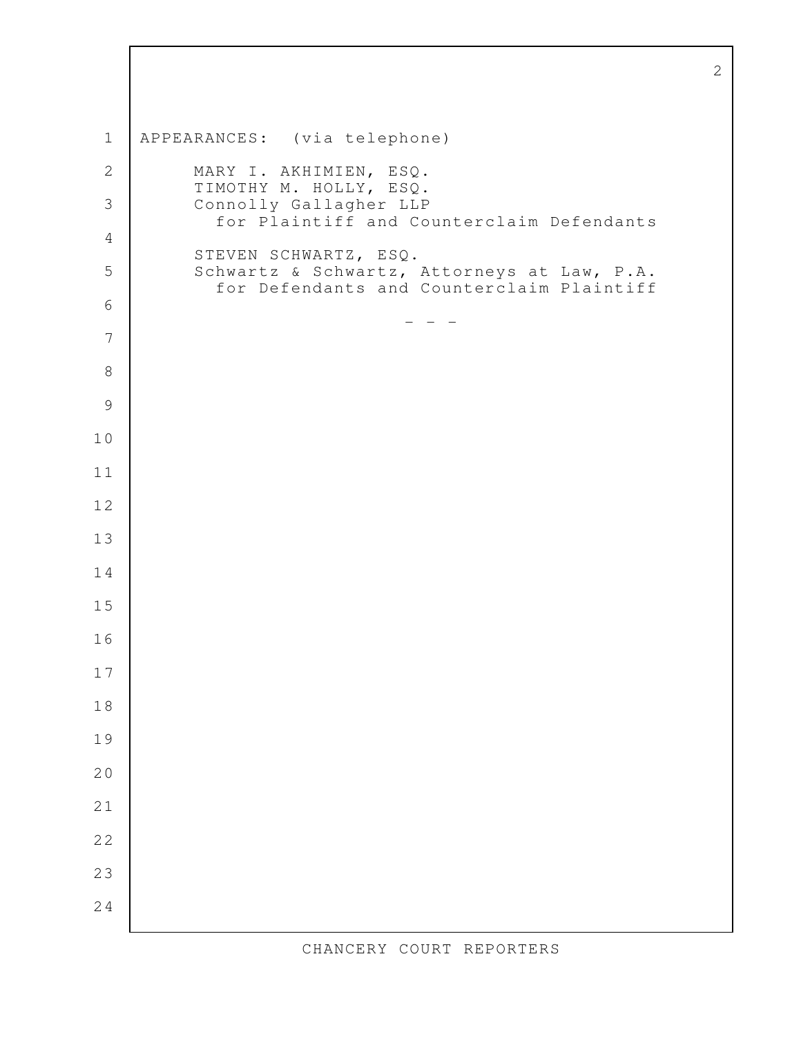APPEARANCES: (via telephone)

MARY I. AKHIMIEN, ESQ.
TIMOTHY M. HOLLY, ESQ.
Connolly Gallagher LLP
for Plaintiff and Counterclaim Defendants

STEVEN SCHWARTZ, ESQ.
Schwartz & Schwartz, Attorneys at Law, P.A.
for Defendants and Counterclaim Plaintiff

\- - -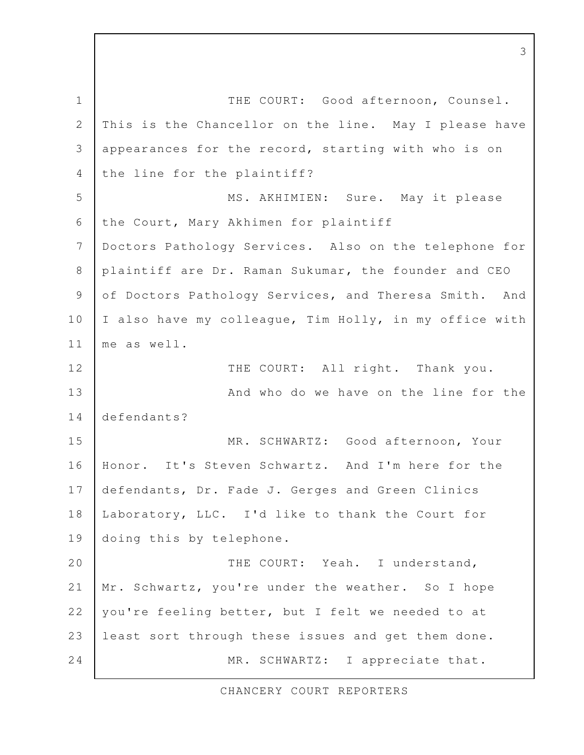THE COURT: Good afternoon, Counsel. This is the Chancellor on the line. May I please have appearances for the record, starting with who is on the line for the plaintiff?

MS. AKHIMIEN: Sure. May it please the Court, Mary Akhimen for plaintiff Doctors Pathology Services. Also on the telephone for plaintiff are Dr. Raman Sukumar, the founder and CEO of Doctors Pathology Services, and Theresa Smith. And I also have my colleague, Tim Holly, in my office with me as well.

THE COURT: All right. Thank you.

And who do we have on the line for the defendants?

MR. SCHWARTZ: Good afternoon, Your Honor. It's Steven Schwartz. And I'm here for the defendants, Dr. Fade J. Gerges and Green Clinics Laboratory, LLC. I'd like to thank the Court for doing this by telephone.

THE COURT: Yeah. I understand, Mr. Schwartz, you're under the weather. So I hope you're feeling better, but I felt we needed to at least sort through these issues and get them done.

MR. SCHWARTZ: I appreciate that.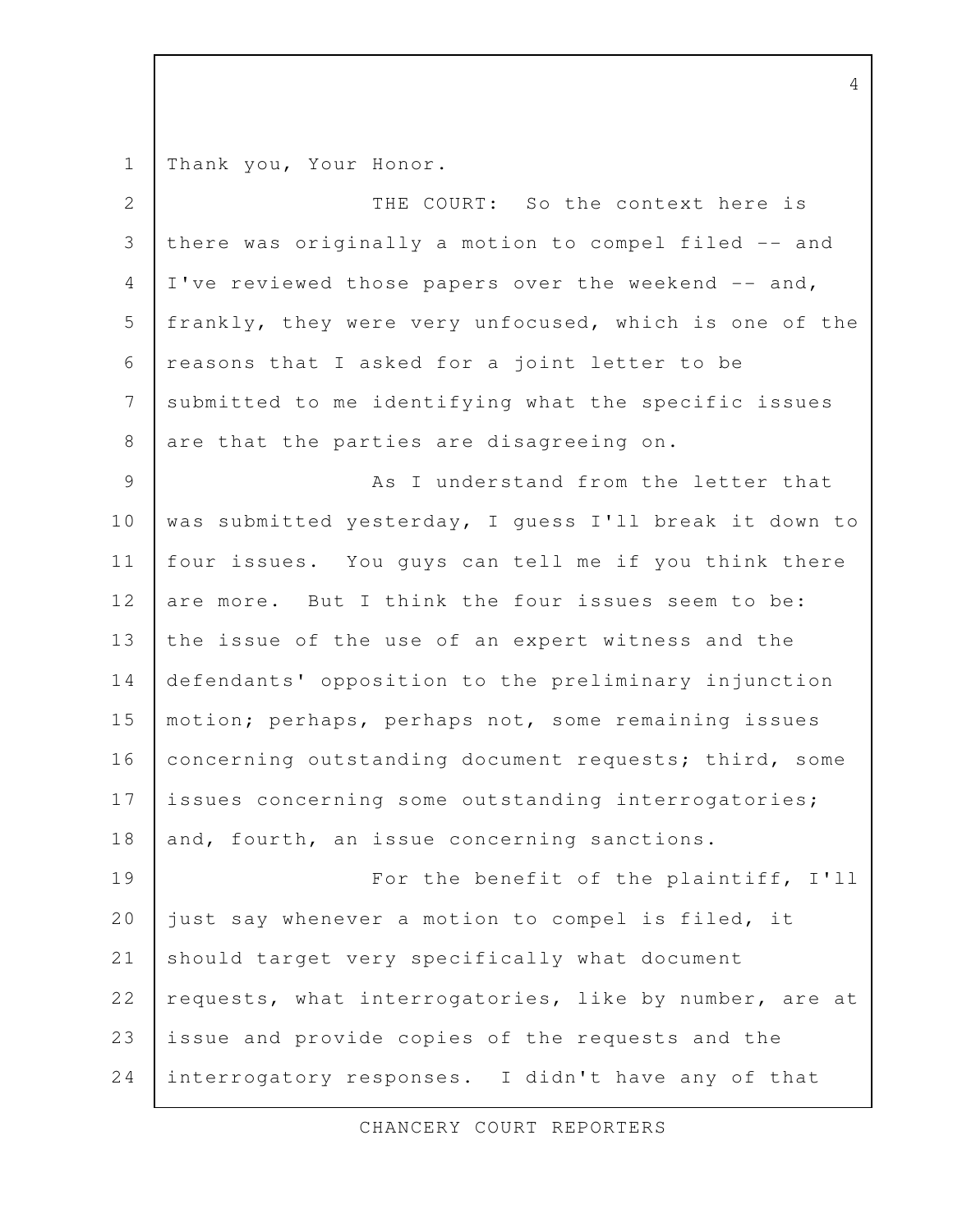Thank you, Your Honor.

THE COURT: So the context here is there was originally a motion to compel filed -- and I've reviewed those papers over the weekend -- and, frankly, they were very unfocused, which is one of the reasons that I asked for a joint letter to be submitted to me identifying what the specific issues are that the parties are disagreeing on.

As I understand from the letter that was submitted yesterday, I guess I'll break it down to four issues. You guys can tell me if you think there are more. But I think the four issues seem to be: the issue of the use of an expert witness and the defendants' opposition to the preliminary injunction motion; perhaps, perhaps not, some remaining issues concerning outstanding document requests; third, some issues concerning some outstanding interrogatories; and, fourth, an issue concerning sanctions.

For the benefit of the plaintiff, I'll just say whenever a motion to compel is filed, it should target very specifically what document requests, what interrogatories, like by number, are at issue and provide copies of the requests and the interrogatory responses. I didn't have any of that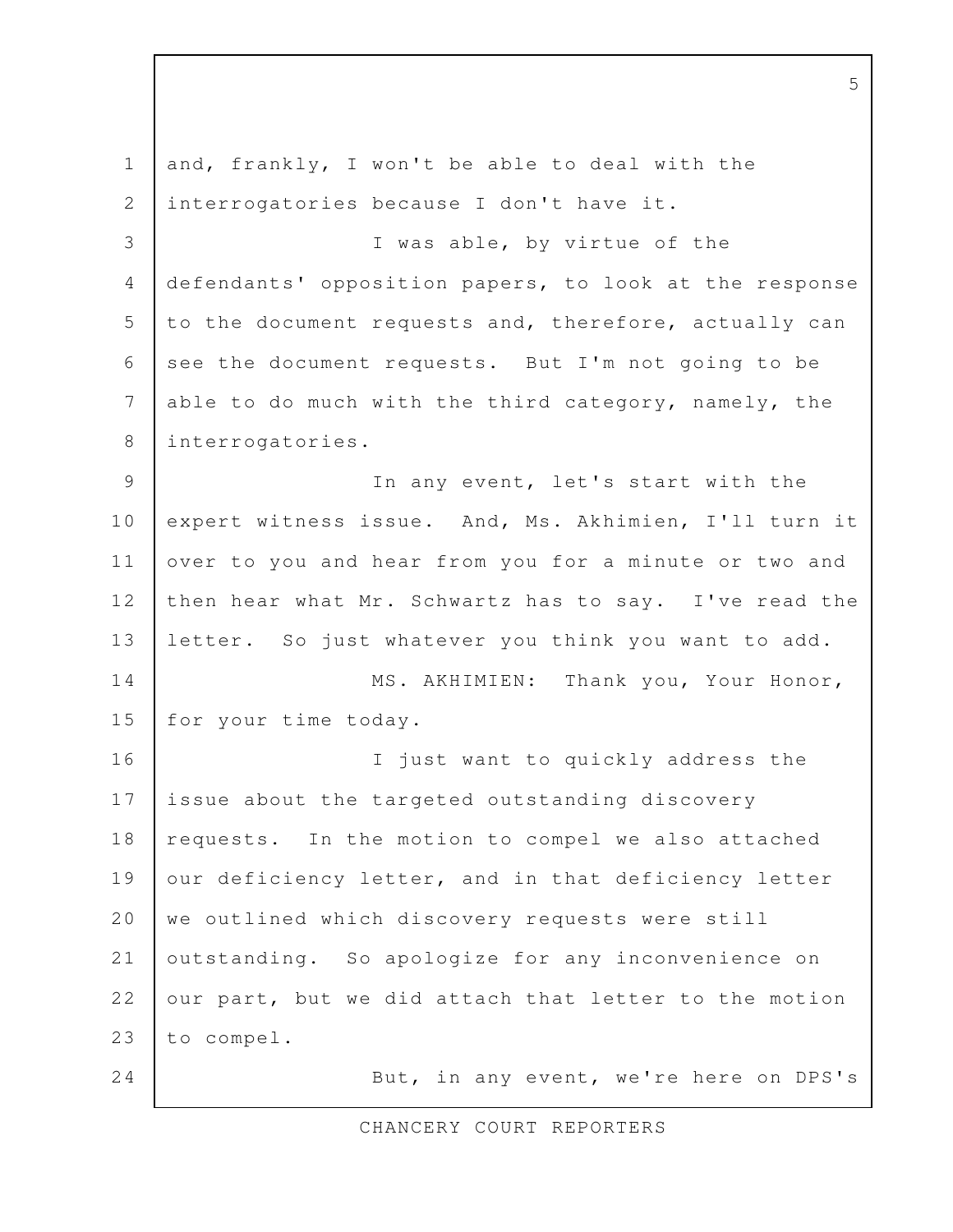and, frankly, I won't be able to deal with the interrogatories because I don't have it.

I was able, by virtue of the defendants' opposition papers, to look at the response to the document requests and, therefore, actually can see the document requests. But I'm not going to be able to do much with the third category, namely, the interrogatories.

In any event, let's start with the expert witness issue. And, Ms. Akhimien, I'll turn it over to you and hear from you for a minute or two and then hear what Mr. Schwartz has to say. I've read the letter. So just whatever you think you want to add.

MS. AKHIMIEN: Thank you, Your Honor, for your time today.

I just want to quickly address the issue about the targeted outstanding discovery requests. In the motion to compel we also attached our deficiency letter, and in that deficiency letter we outlined which discovery requests were still outstanding. So apologize for any inconvenience on our part, but we did attach that letter to the motion to compel.

But, in any event, we're here on DPS's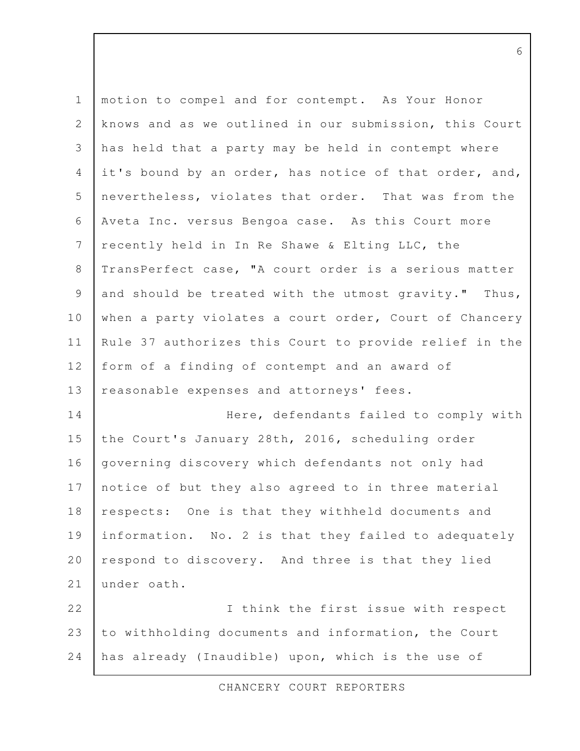motion to compel and for contempt. As Your Honor knows and as we outlined in our submission, this Court has held that a party may be held in contempt where it's bound by an order, has notice of that order, and, nevertheless, violates that order. That was from the Aveta Inc. versus Bengoa case. As this Court more recently held in In Re Shawe & Elting LLC, the TransPerfect case, "A court order is a serious matter and should be treated with the utmost gravity." Thus, when a party violates a court order, Court of Chancery Rule 37 authorizes this Court to provide relief in the form of a finding of contempt and an award of reasonable expenses and attorneys' fees.

Here, defendants failed to comply with the Court's January 28th, 2016, scheduling order governing discovery which defendants not only had notice of but they also agreed to in three material respects: One is that they withheld documents and information. No. 2 is that they failed to adequately respond to discovery. And three is that they lied under oath.

I think the first issue with respect to withholding documents and information, the Court has already (Inaudible) upon, which is the use of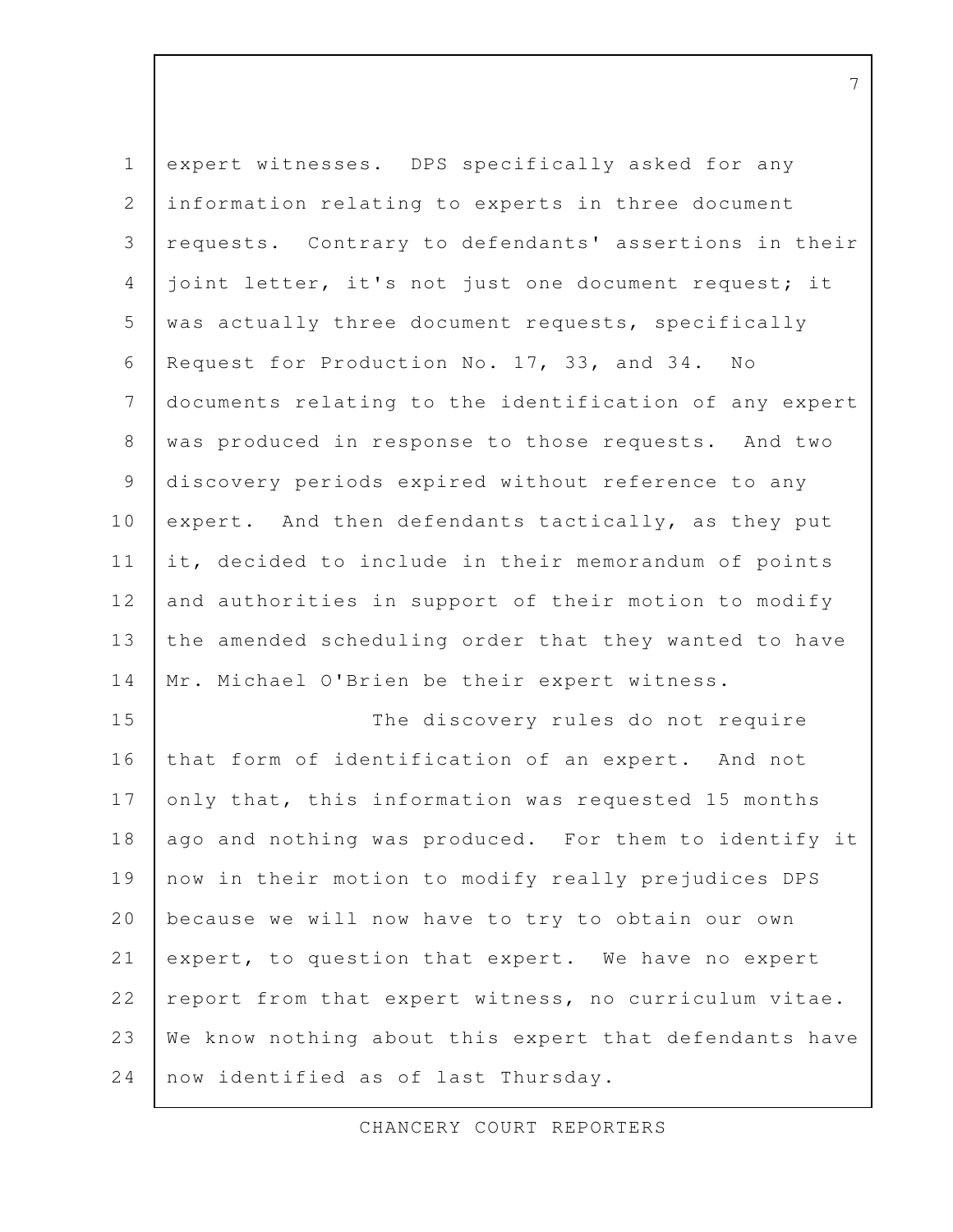expert witnesses. DPS specifically asked for any information relating to experts in three document requests. Contrary to defendants' assertions in their joint letter, it's not just one document request; it was actually three document requests, specifically Request for Production No. 17, 33, and 34. No documents relating to the identification of any expert was produced in response to those requests. And two discovery periods expired without reference to any expert. And then defendants tactically, as they put it, decided to include in their memorandum of points and authorities in support of their motion to modify the amended scheduling order that they wanted to have Mr. Michael O'Brien be their expert witness.

The discovery rules do not require that form of identification of an expert. And not only that, this information was requested 15 months ago and nothing was produced. For them to identify it now in their motion to modify really prejudices DPS because we will now have to try to obtain our own expert, to question that expert. We have no expert report from that expert witness, no curriculum vitae. We know nothing about this expert that defendants have now identified as of last Thursday.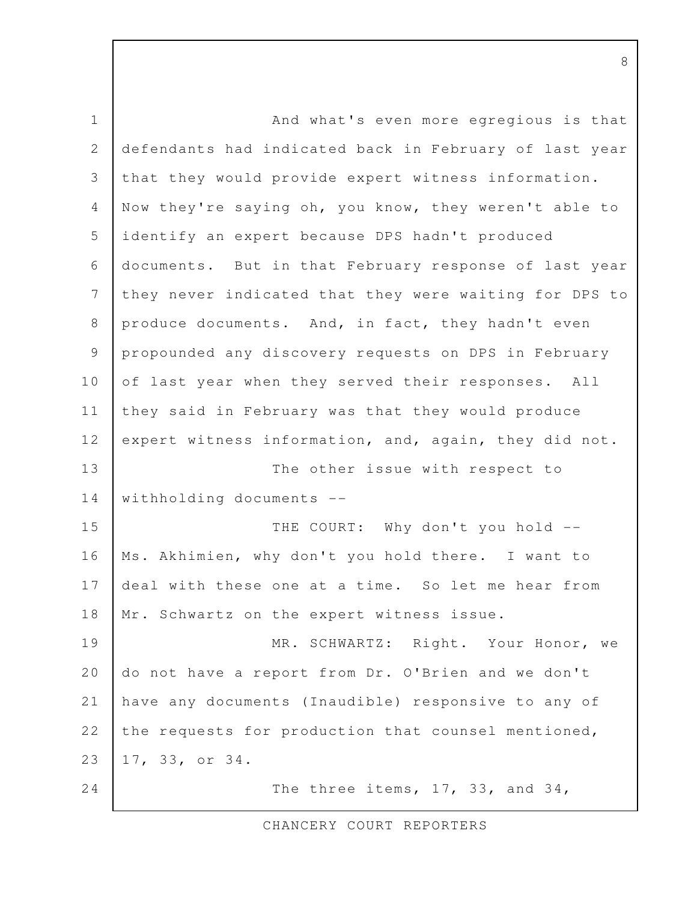And what's even more egregious is that defendants had indicated back in February of last year that they would provide expert witness information. Now they're saying oh, you know, they weren't able to identify an expert because DPS hadn't produced documents. But in that February response of last year they never indicated that they were waiting for DPS to produce documents. And, in fact, they hadn't even propounded any discovery requests on DPS in February of last year when they served their responses. All they said in February was that they would produce expert witness information, and, again, they did not.

The other issue with respect to withholding documents --

THE COURT: Why don't you hold -- Ms. Akhimien, why don't you hold there. I want to deal with these one at a time. So let me hear from Mr. Schwartz on the expert witness issue.

MR. SCHWARTZ: Right. Your Honor, we do not have a report from Dr. O'Brien and we don't have any documents (Inaudible) responsive to any of the requests for production that counsel mentioned, 17, 33, or 34.

The three items, 17, 33, and 34,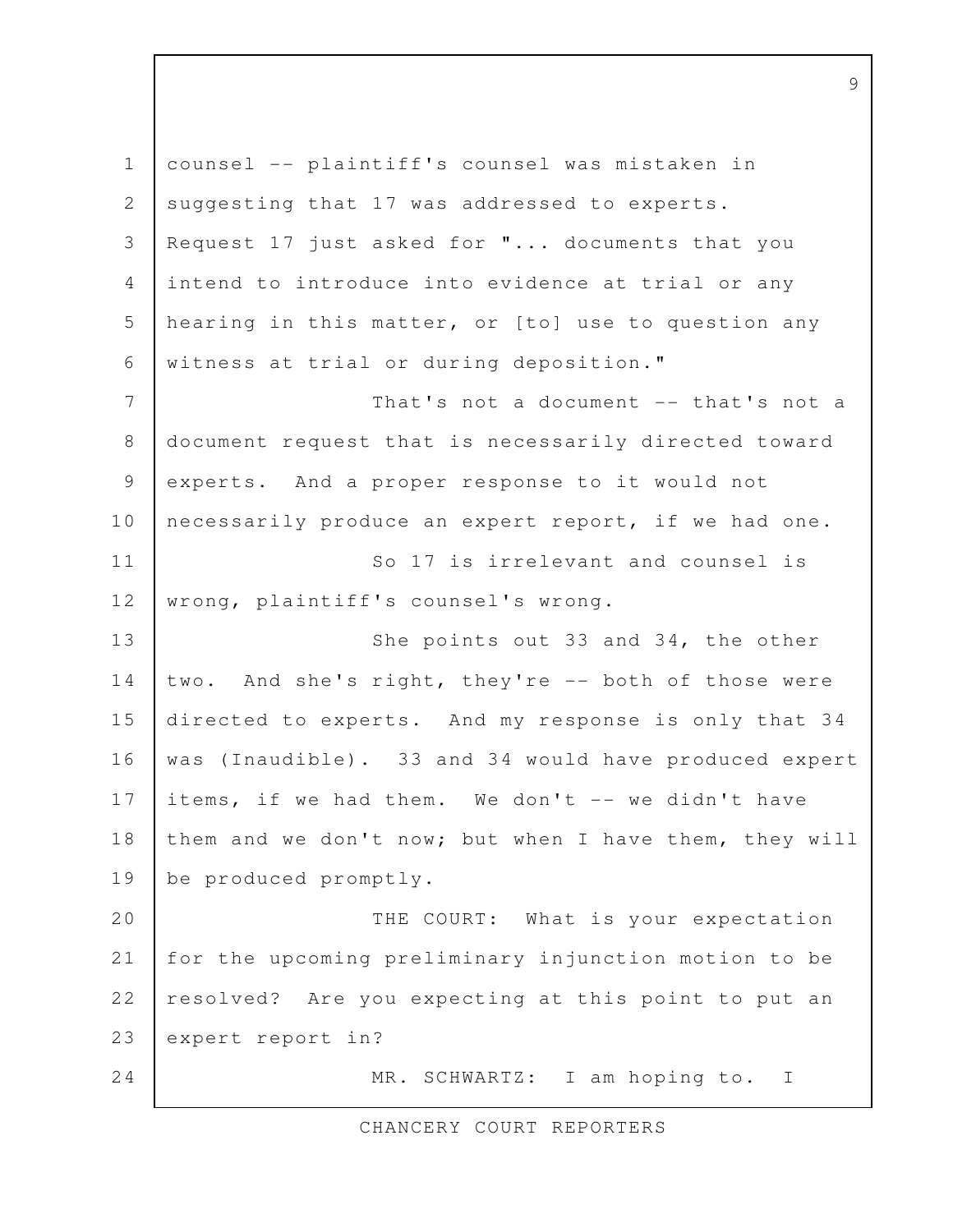counsel -- plaintiff's counsel was mistaken in suggesting that 17 was addressed to experts. Request 17 just asked for "... documents that you intend to introduce into evidence at trial or any hearing in this matter, or [to] use to question any witness at trial or during deposition."

That's not a document -- that's not a document request that is necessarily directed toward experts. And a proper response to it would not necessarily produce an expert report, if we had one.

So 17 is irrelevant and counsel is wrong, plaintiff's counsel's wrong.

She points out 33 and 34, the other two. And she's right, they're -- both of those were directed to experts. And my response is only that 34 was (Inaudible). 33 and 34 would have produced expert items, if we had them. We don't -- we didn't have them and we don't now; but when I have them, they will be produced promptly.

THE COURT: What is your expectation for the upcoming preliminary injunction motion to be resolved? Are you expecting at this point to put an expert report in?

MR. SCHWARTZ: I am hoping to. I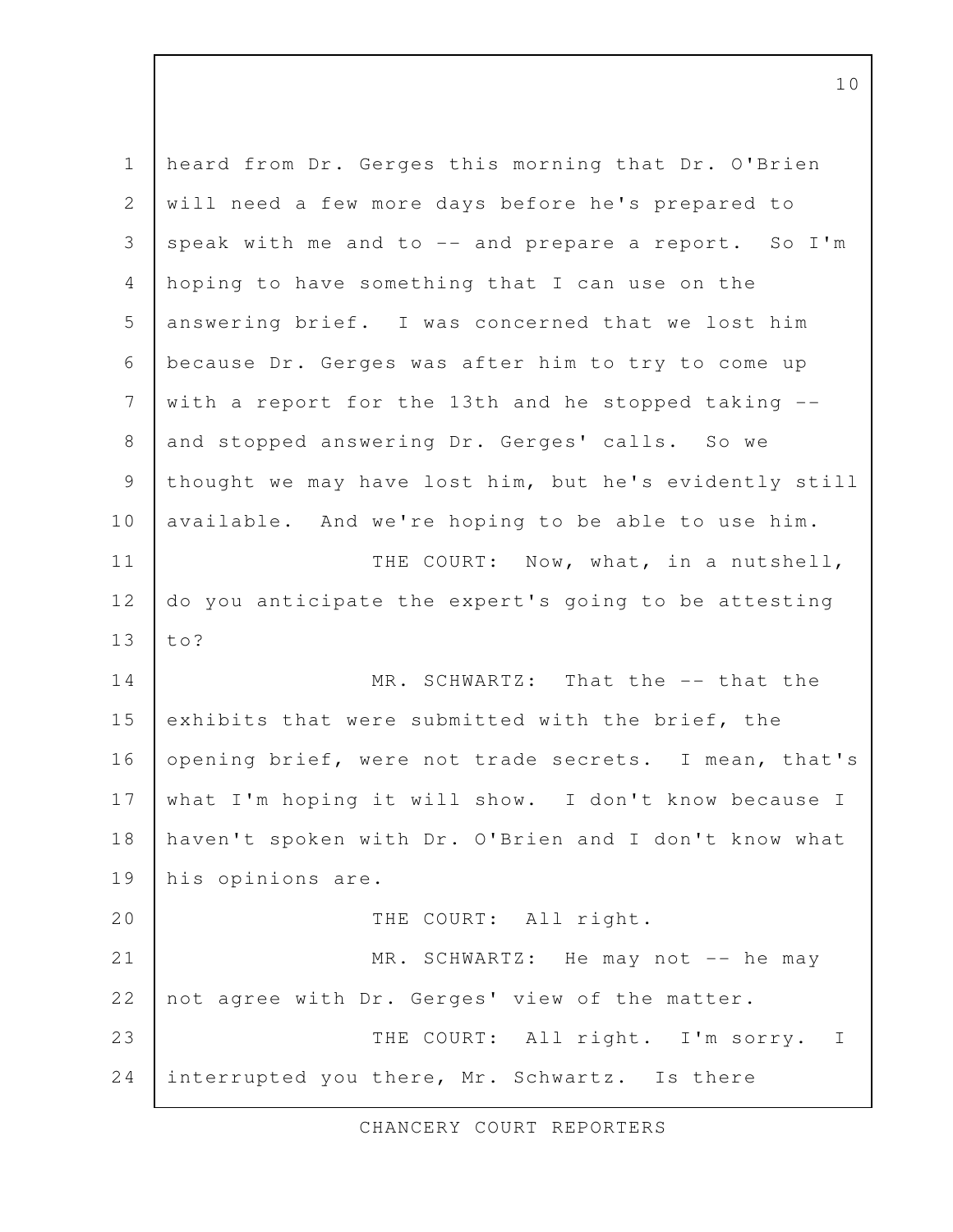heard from Dr. Gerges this morning that Dr. O'Brien will need a few more days before he's prepared to speak with me and to -- and prepare a report. So I'm hoping to have something that I can use on the answering brief. I was concerned that we lost him because Dr. Gerges was after him to try to come up with a report for the 13th and he stopped taking -- and stopped answering Dr. Gerges' calls. So we thought we may have lost him, but he's evidently still available. And we're hoping to be able to use him.

THE COURT: Now, what, in a nutshell, do you anticipate the expert's going to be attesting to?

MR. SCHWARTZ: That the -- that the exhibits that were submitted with the brief, the opening brief, were not trade secrets. I mean, that's what I'm hoping it will show. I don't know because I haven't spoken with Dr. O'Brien and I don't know what his opinions are.

THE COURT: All right.

MR. SCHWARTZ: He may not -- he may not agree with Dr. Gerges' view of the matter.

THE COURT: All right. I'm sorry. I interrupted you there, Mr. Schwartz. Is there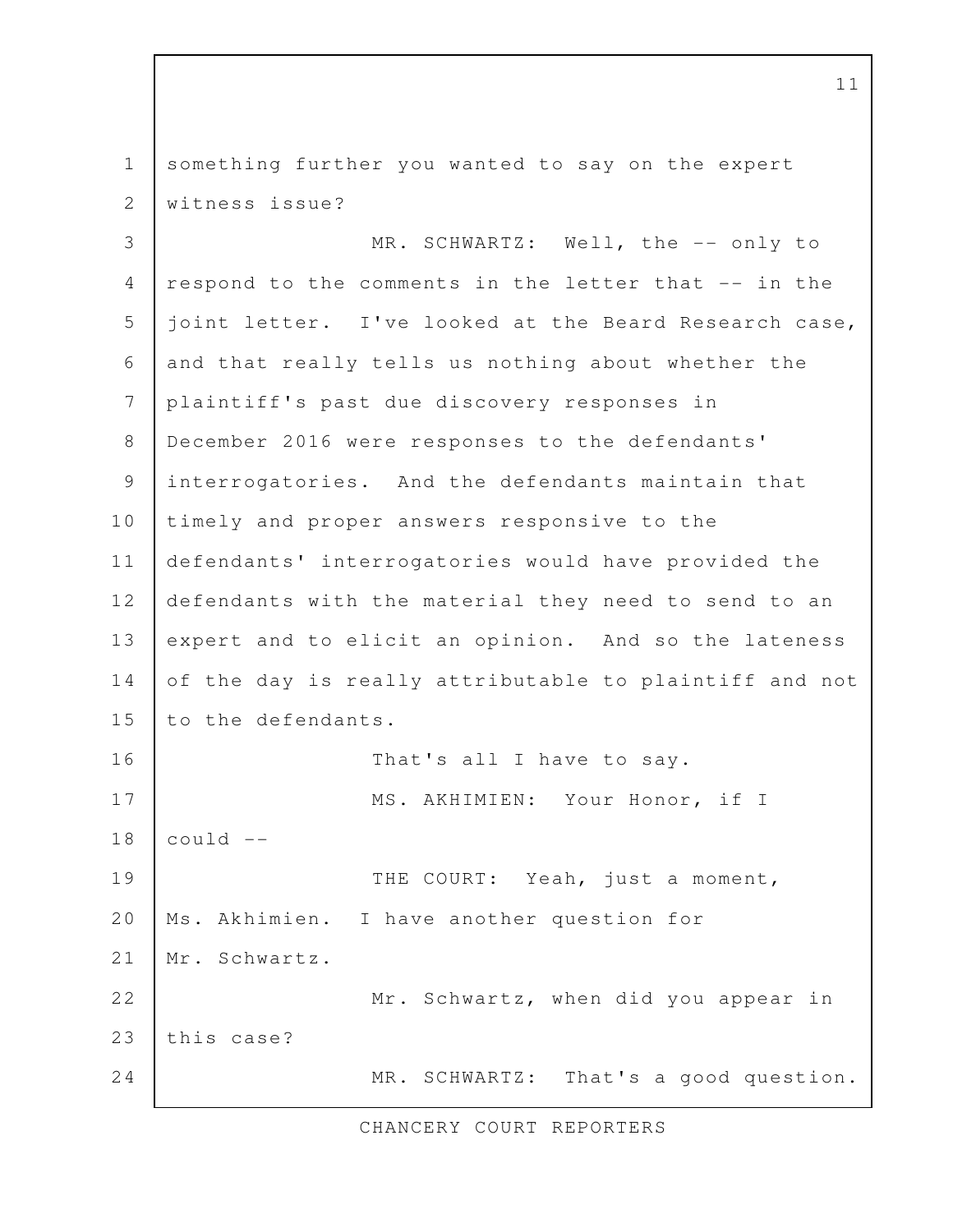something further you wanted to say on the expert witness issue?

MR. SCHWARTZ: Well, the -- only to respond to the comments in the letter that -- in the joint letter. I've looked at the Beard Research case, and that really tells us nothing about whether the plaintiff's past due discovery responses in December 2016 were responses to the defendants' interrogatories. And the defendants maintain that timely and proper answers responsive to the defendants' interrogatories would have provided the defendants with the material they need to send to an expert and to elicit an opinion. And so the lateness of the day is really attributable to plaintiff and not to the defendants.

That's all I have to say.

MS. AKHIMIEN: Your Honor, if I could --

THE COURT: Yeah, just a moment, Ms. Akhimien. I have another question for Mr. Schwartz.

Mr. Schwartz, when did you appear in this case?

MR. SCHWARTZ: That's a good question.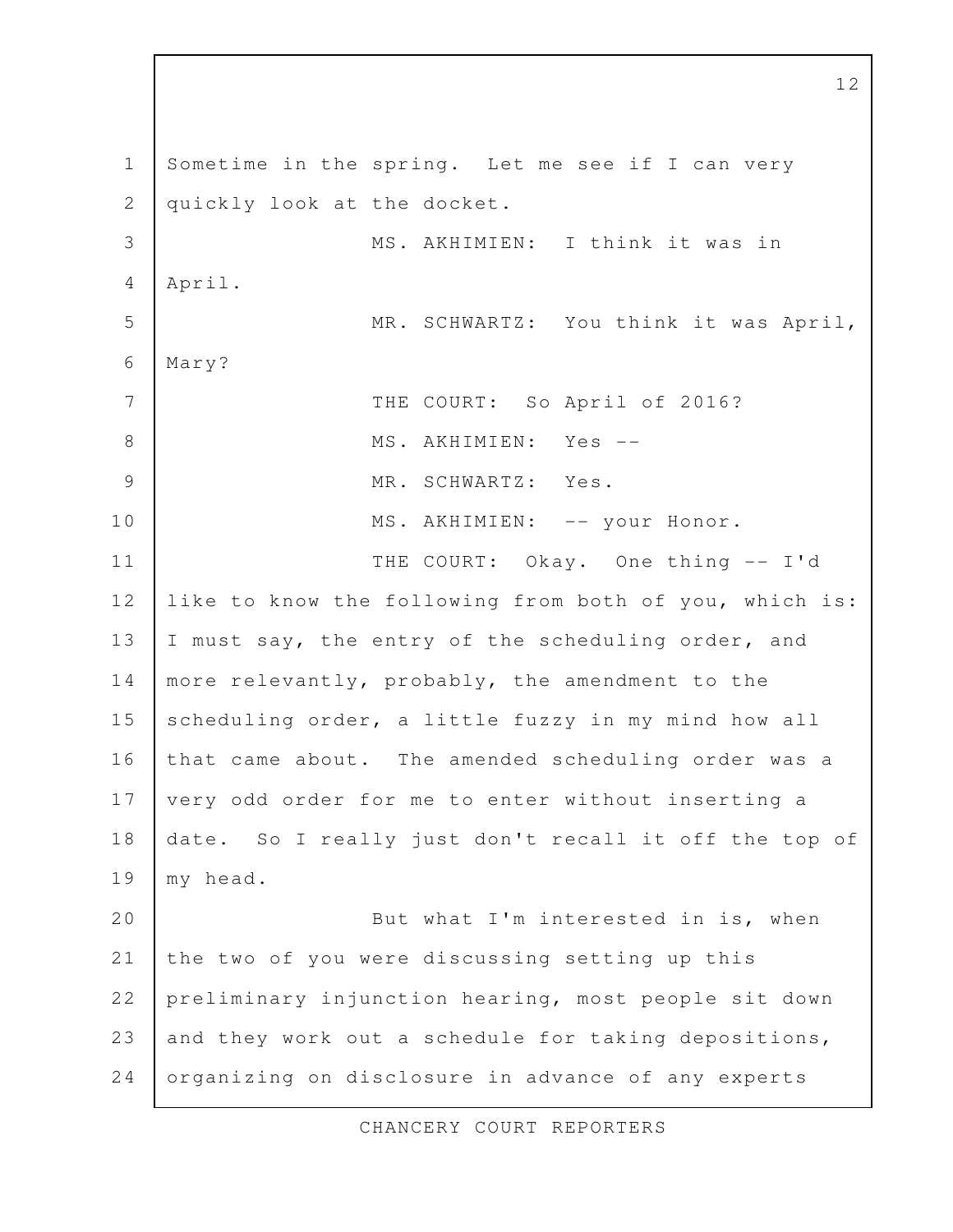Sometime in the spring. Let me see if I can very quickly look at the docket.

MS. AKHIMIEN: I think it was in April.

MR. SCHWARTZ: You think it was April, Mary?

THE COURT: So April of 2016?

MS. AKHIMIEN: Yes --

MR. SCHWARTZ: Yes.

MS. AKHIMIEN: -- your Honor.

THE COURT: Okay. One thing -- I'd like to know the following from both of you, which is: I must say, the entry of the scheduling order, and more relevantly, probably, the amendment to the scheduling order, a little fuzzy in my mind how all that came about. The amended scheduling order was a very odd order for me to enter without inserting a date. So I really just don't recall it off the top of my head.

But what I'm interested in is, when the two of you were discussing setting up this preliminary injunction hearing, most people sit down and they work out a schedule for taking depositions, organizing on disclosure in advance of any experts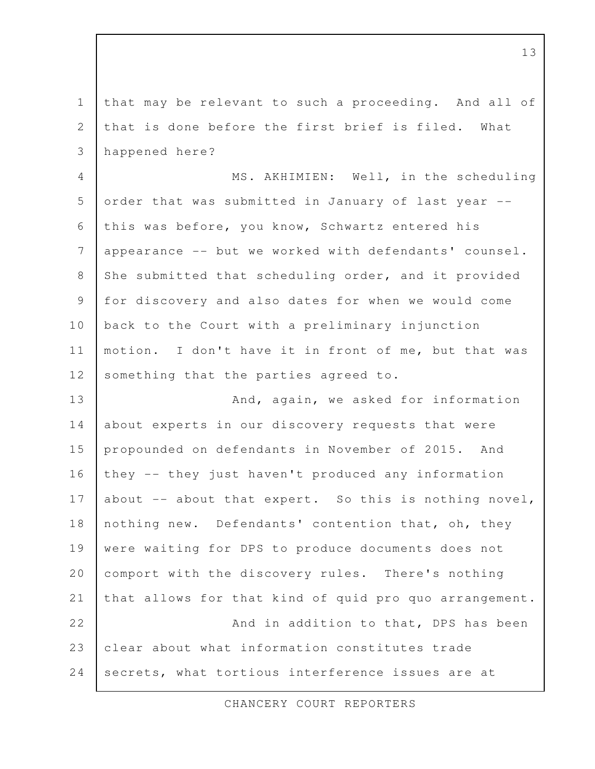that may be relevant to such a proceeding. And all of that is done before the first brief is filed. What happened here?

MS. AKHIMIEN: Well, in the scheduling order that was submitted in January of last year -- this was before, you know, Schwartz entered his appearance -- but we worked with defendants' counsel. She submitted that scheduling order, and it provided for discovery and also dates for when we would come back to the Court with a preliminary injunction motion. I don't have it in front of me, but that was something that the parties agreed to.

And, again, we asked for information about experts in our discovery requests that were propounded on defendants in November of 2015. And they -- they just haven't produced any information about -- about that expert. So this is nothing novel, nothing new. Defendants' contention that, oh, they were waiting for DPS to produce documents does not comport with the discovery rules. There's nothing that allows for that kind of quid pro quo arrangement.

And in addition to that, DPS has been clear about what information constitutes trade secrets, what tortious interference issues are at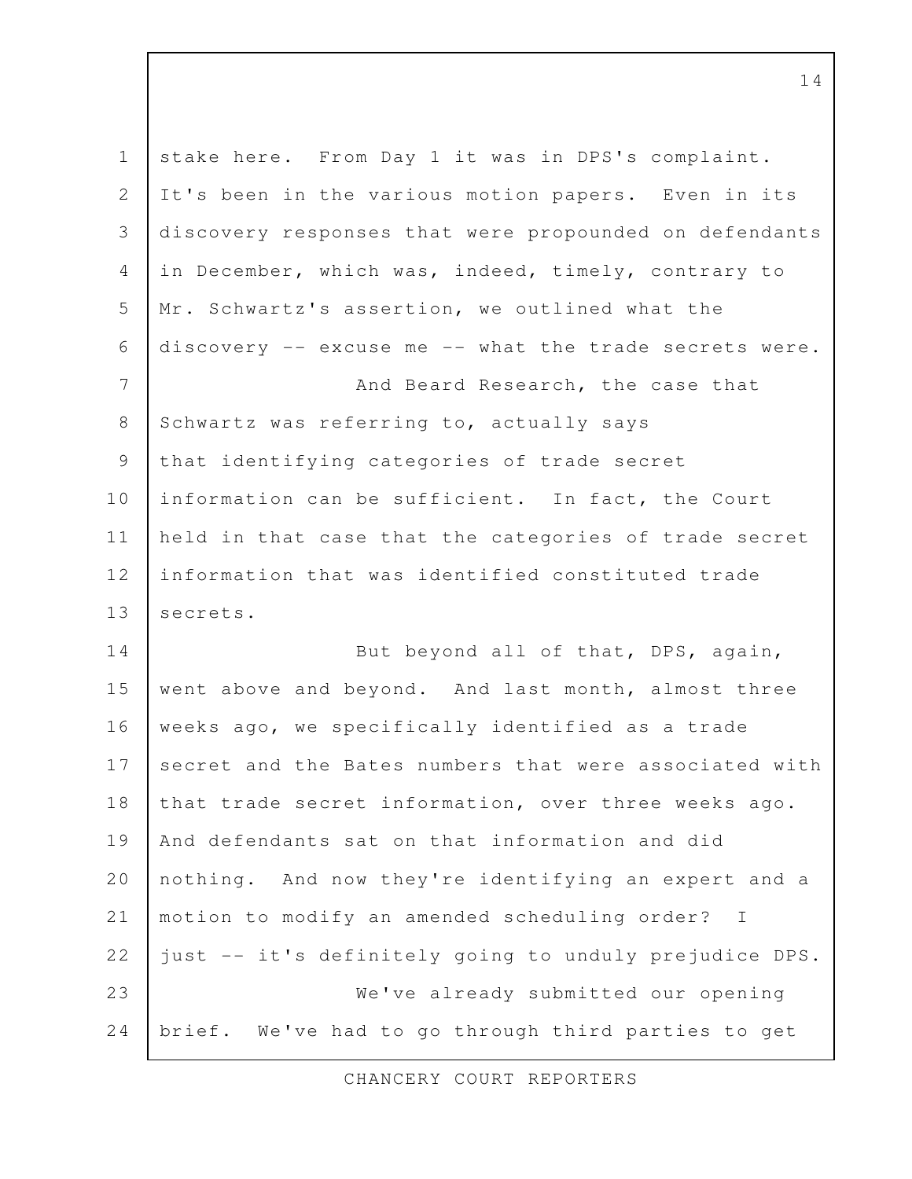stake here. From Day 1 it was in DPS's complaint. It's been in the various motion papers. Even in its discovery responses that were propounded on defendants in December, which was, indeed, timely, contrary to Mr. Schwartz's assertion, we outlined what the discovery -- excuse me -- what the trade secrets were.

And Beard Research, the case that Schwartz was referring to, actually says that identifying categories of trade secret information can be sufficient. In fact, the Court held in that case that the categories of trade secret information that was identified constituted trade secrets.

But beyond all of that, DPS, again, went above and beyond. And last month, almost three weeks ago, we specifically identified as a trade secret and the Bates numbers that were associated with that trade secret information, over three weeks ago. And defendants sat on that information and did nothing. And now they're identifying an expert and a motion to modify an amended scheduling order? I just -- it's definitely going to unduly prejudice DPS.

We've already submitted our opening brief. We've had to go through third parties to get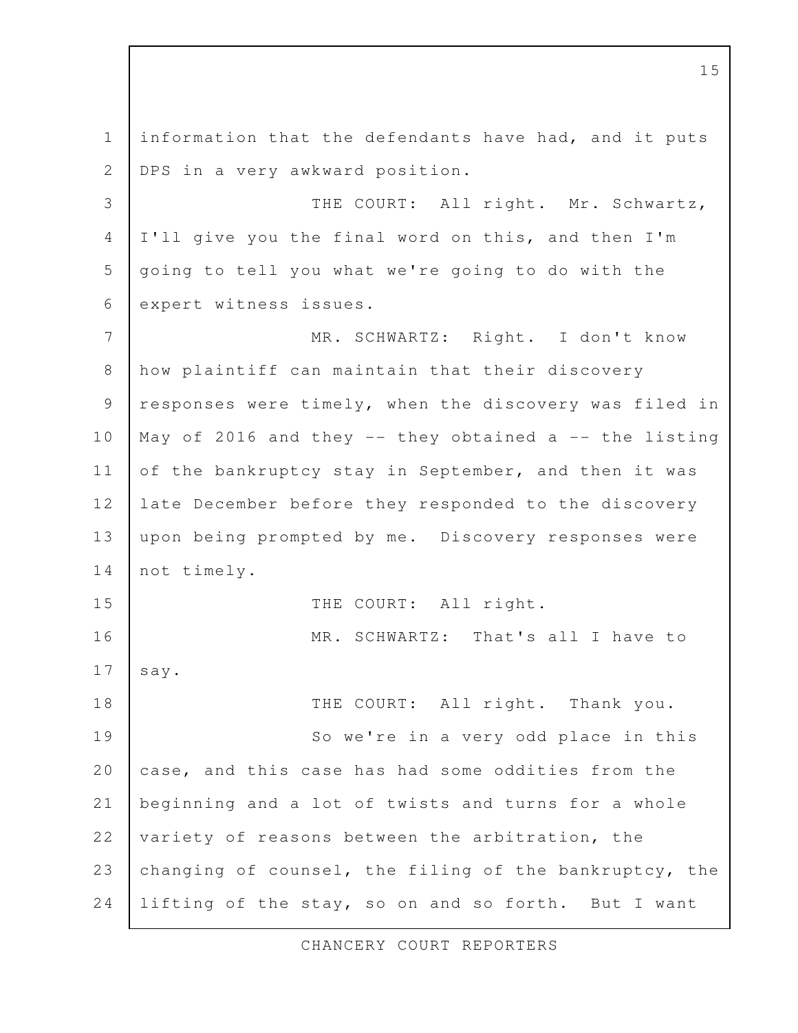information that the defendants have had, and it puts DPS in a very awkward position.

THE COURT: All right. Mr. Schwartz, I'll give you the final word on this, and then I'm going to tell you what we're going to do with the expert witness issues.

MR. SCHWARTZ: Right. I don't know how plaintiff can maintain that their discovery responses were timely, when the discovery was filed in May of 2016 and they -- they obtained a -- the listing of the bankruptcy stay in September, and then it was late December before they responded to the discovery upon being prompted by me. Discovery responses were not timely.

THE COURT: All right.

MR. SCHWARTZ: That's all I have to say.

THE COURT: All right. Thank you.

So we're in a very odd place in this case, and this case has had some oddities from the beginning and a lot of twists and turns for a whole variety of reasons between the arbitration, the changing of counsel, the filing of the bankruptcy, the lifting of the stay, so on and so forth. But I want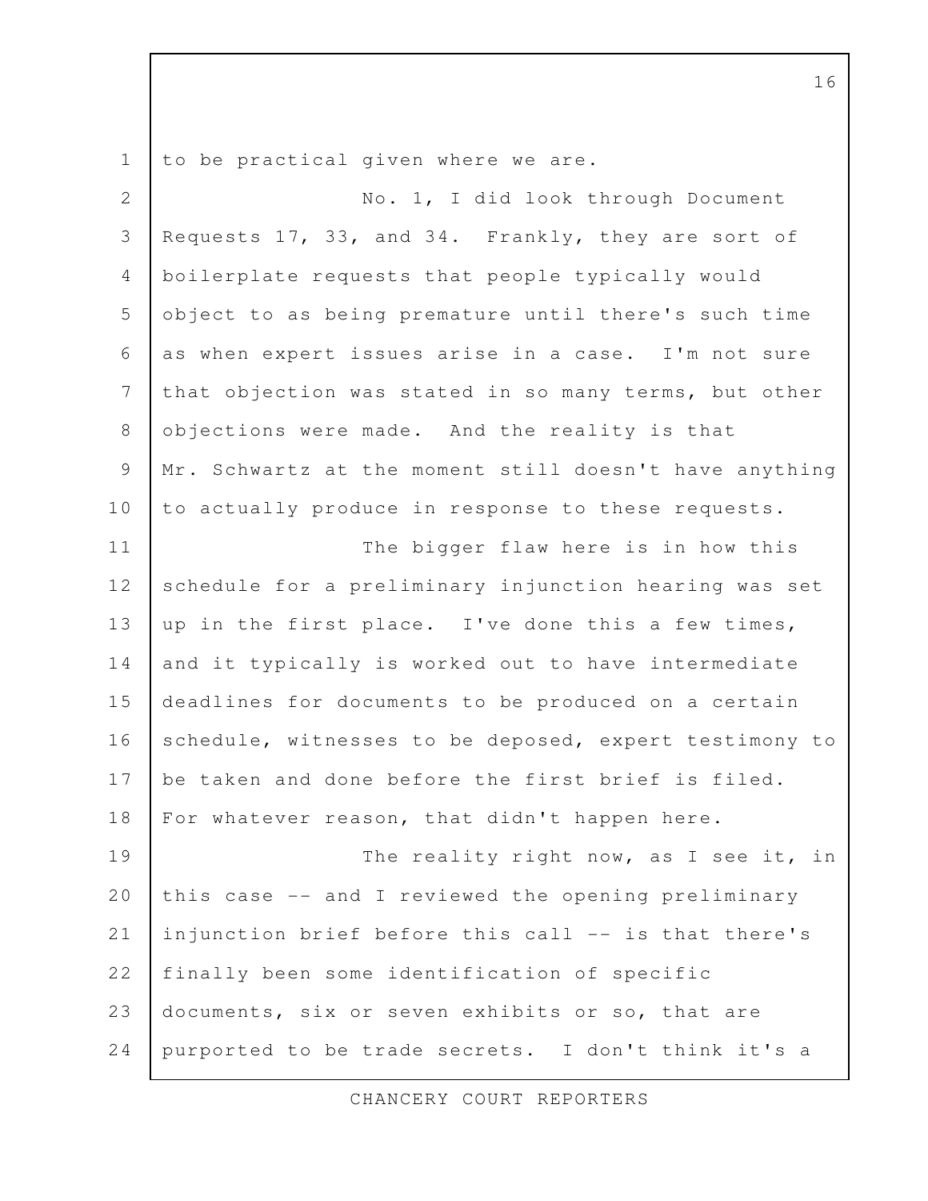to be practical given where we are.

No. 1, I did look through Document Requests 17, 33, and 34. Frankly, they are sort of boilerplate requests that people typically would object to as being premature until there's such time as when expert issues arise in a case. I'm not sure that objection was stated in so many terms, but other objections were made. And the reality is that Mr. Schwartz at the moment still doesn't have anything to actually produce in response to these requests.

The bigger flaw here is in how this schedule for a preliminary injunction hearing was set up in the first place. I've done this a few times, and it typically is worked out to have intermediate deadlines for documents to be produced on a certain schedule, witnesses to be deposed, expert testimony to be taken and done before the first brief is filed. For whatever reason, that didn't happen here.

The reality right now, as I see it, in this case -- and I reviewed the opening preliminary injunction brief before this call -- is that there's finally been some identification of specific documents, six or seven exhibits or so, that are purported to be trade secrets. I don't think it's a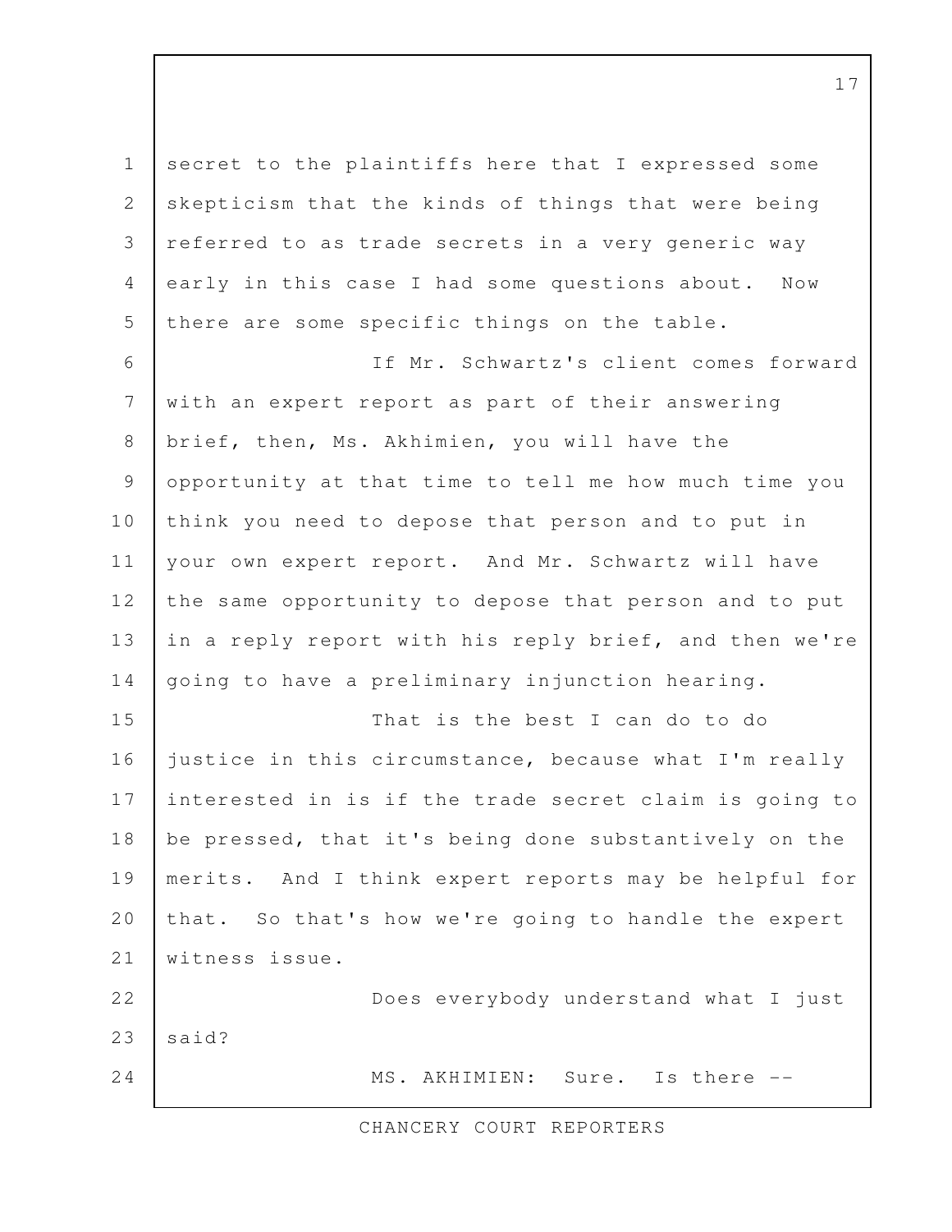secret to the plaintiffs here that I expressed some skepticism that the kinds of things that were being referred to as trade secrets in a very generic way early in this case I had some questions about. Now there are some specific things on the table.

If Mr. Schwartz's client comes forward with an expert report as part of their answering brief, then, Ms. Akhimien, you will have the opportunity at that time to tell me how much time you think you need to depose that person and to put in your own expert report. And Mr. Schwartz will have the same opportunity to depose that person and to put in a reply report with his reply brief, and then we're going to have a preliminary injunction hearing.

That is the best I can do to do justice in this circumstance, because what I'm really interested in is if the trade secret claim is going to be pressed, that it's being done substantively on the merits. And I think expert reports may be helpful for that. So that's how we're going to handle the expert witness issue.

Does everybody understand what I just said?

MS. AKHIMIEN: Sure. Is there --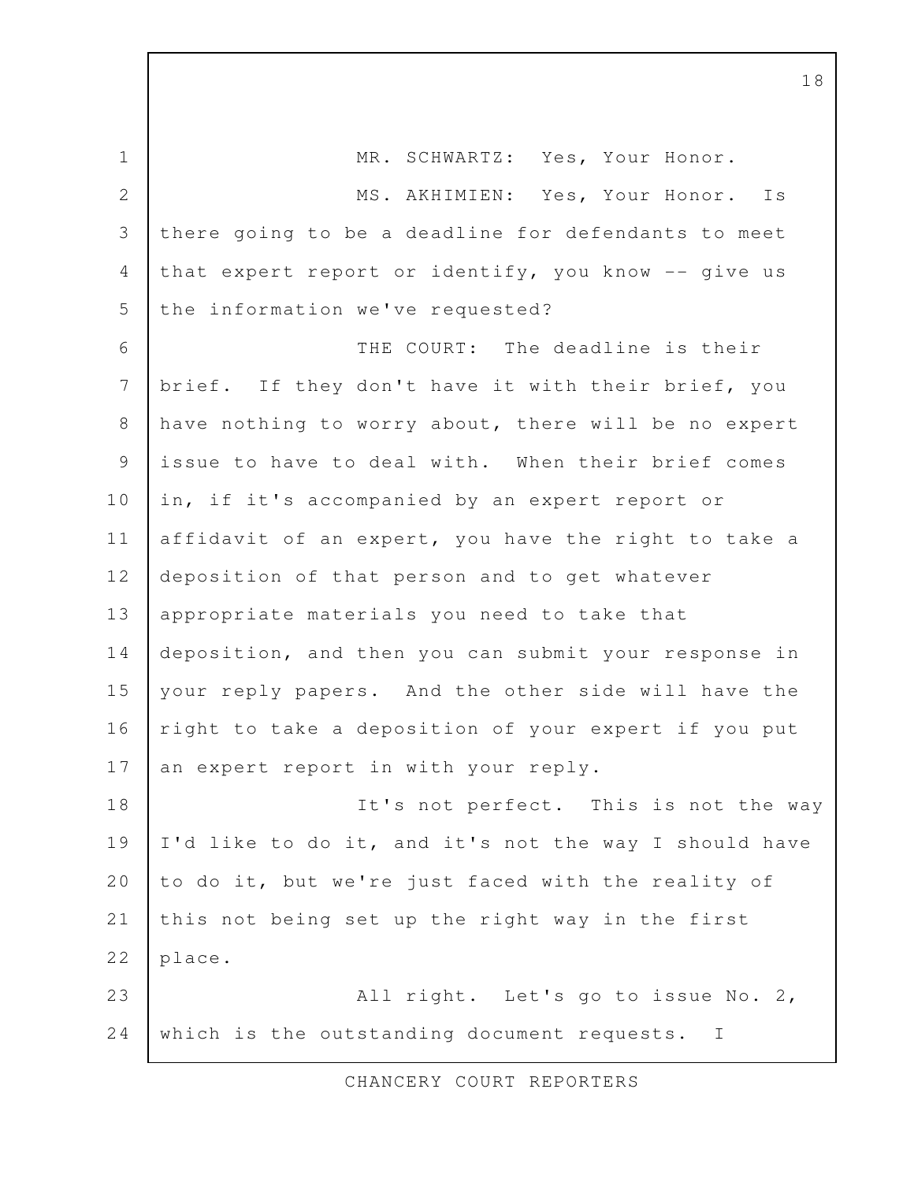MR. SCHWARTZ: Yes, Your Honor.

MS. AKHIMIEN: Yes, Your Honor. Is there going to be a deadline for defendants to meet that expert report or identify, you know -- give us the information we've requested?

THE COURT: The deadline is their brief. If they don't have it with their brief, you have nothing to worry about, there will be no expert issue to have to deal with. When their brief comes in, if it's accompanied by an expert report or affidavit of an expert, you have the right to take a deposition of that person and to get whatever appropriate materials you need to take that deposition, and then you can submit your response in your reply papers. And the other side will have the right to take a deposition of your expert if you put an expert report in with your reply.

It's not perfect. This is not the way I'd like to do it, and it's not the way I should have to do it, but we're just faced with the reality of this not being set up the right way in the first place.

All right. Let's go to issue No. 2, which is the outstanding document requests. I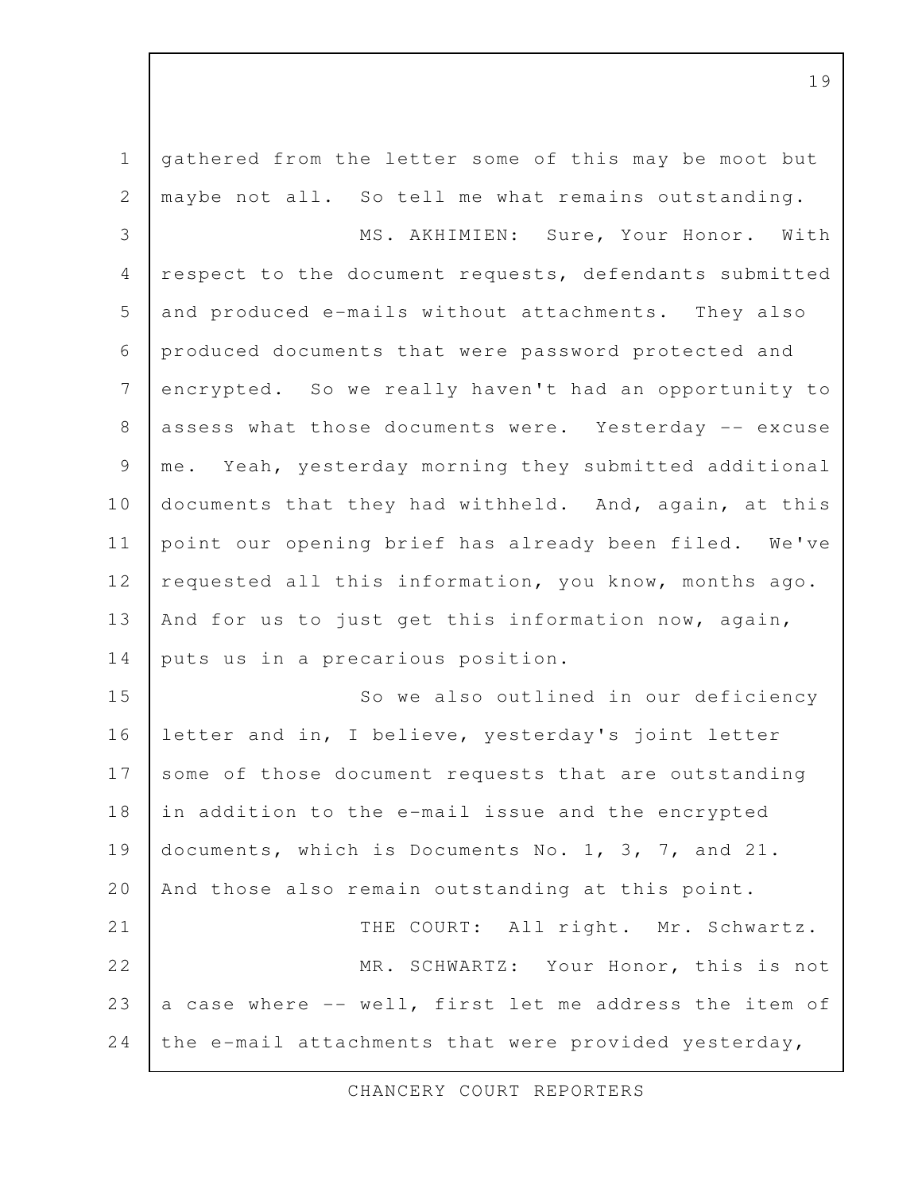gathered from the letter some of this may be moot but maybe not all. So tell me what remains outstanding.

MS. AKHIMIEN: Sure, Your Honor. With respect to the document requests, defendants submitted and produced e-mails without attachments. They also produced documents that were password protected and encrypted. So we really haven't had an opportunity to assess what those documents were. Yesterday -- excuse me. Yeah, yesterday morning they submitted additional documents that they had withheld. And, again, at this point our opening brief has already been filed. We've requested all this information, you know, months ago. And for us to just get this information now, again, puts us in a precarious position.

So we also outlined in our deficiency letter and in, I believe, yesterday's joint letter some of those document requests that are outstanding in addition to the e-mail issue and the encrypted documents, which is Documents No. 1, 3, 7, and 21. And those also remain outstanding at this point.

THE COURT: All right. Mr. Schwartz.

MR. SCHWARTZ: Your Honor, this is not a case where -- well, first let me address the item of the e-mail attachments that were provided yesterday,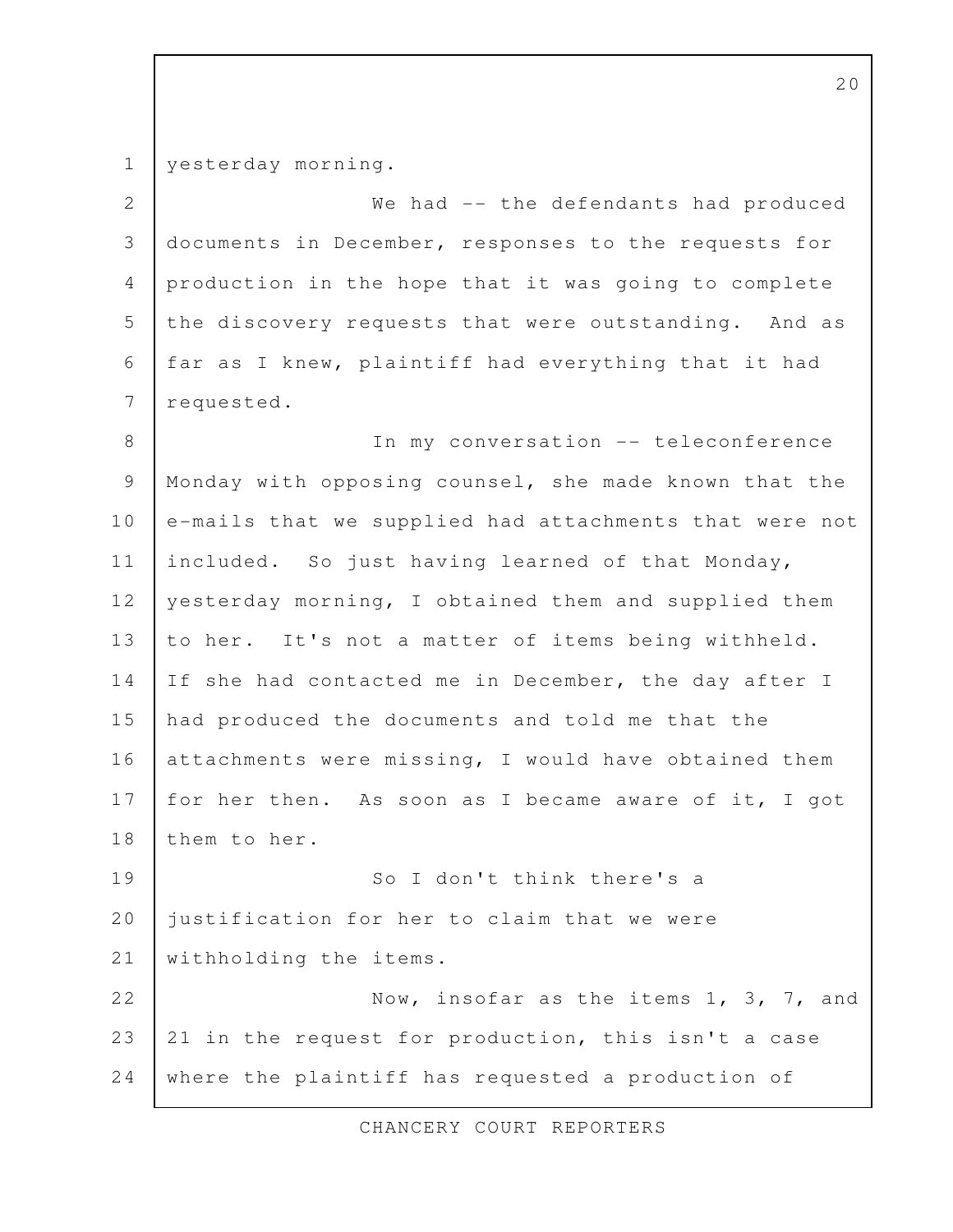yesterday morning.

We had -- the defendants had produced documents in December, responses to the requests for production in the hope that it was going to complete the discovery requests that were outstanding. And as far as I knew, plaintiff had everything that it had requested.

In my conversation -- teleconference Monday with opposing counsel, she made known that the e-mails that we supplied had attachments that were not included. So just having learned of that Monday, yesterday morning, I obtained them and supplied them to her. It's not a matter of items being withheld. If she had contacted me in December, the day after I had produced the documents and told me that the attachments were missing, I would have obtained them for her then. As soon as I became aware of it, I got them to her.

So I don't think there's a justification for her to claim that we were withholding the items.

Now, insofar as the items 1, 3, 7, and 21 in the request for production, this isn't a case where the plaintiff has requested a production of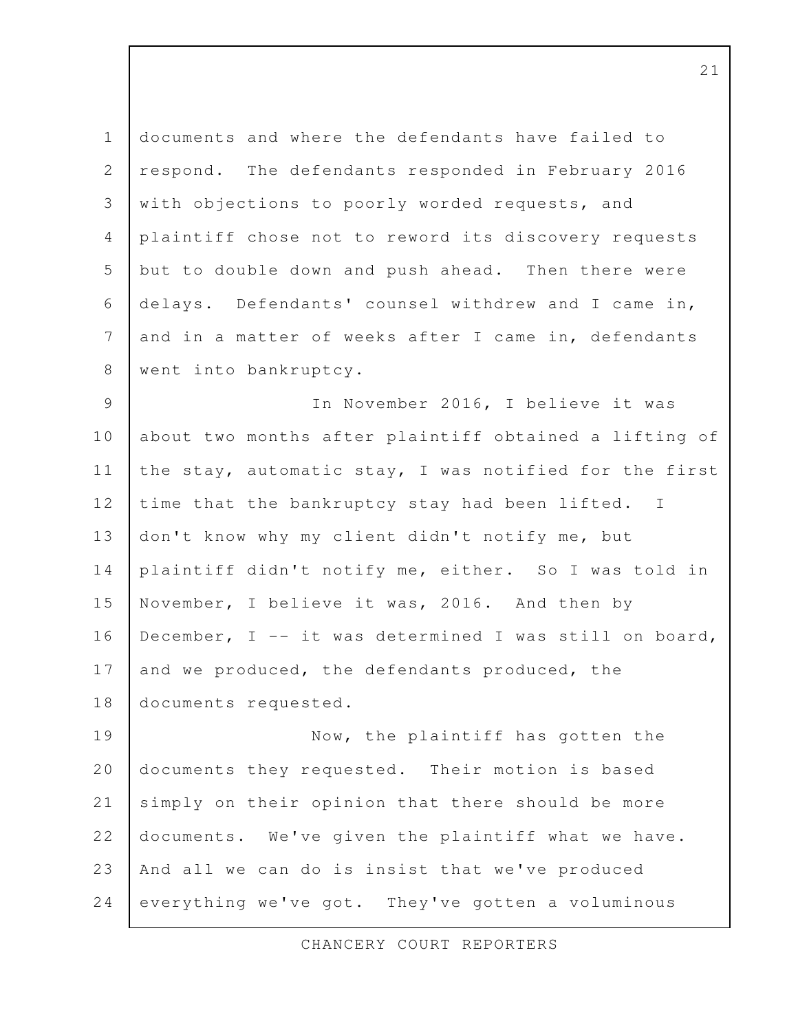documents and where the defendants have failed to respond. The defendants responded in February 2016 with objections to poorly worded requests, and plaintiff chose not to reword its discovery requests but to double down and push ahead. Then there were delays. Defendants' counsel withdrew and I came in, and in a matter of weeks after I came in, defendants went into bankruptcy.

In November 2016, I believe it was about two months after plaintiff obtained a lifting of the stay, automatic stay, I was notified for the first time that the bankruptcy stay had been lifted. I don't know why my client didn't notify me, but plaintiff didn't notify me, either. So I was told in November, I believe it was, 2016. And then by December, I -- it was determined I was still on board, and we produced, the defendants produced, the documents requested.

Now, the plaintiff has gotten the documents they requested. Their motion is based simply on their opinion that there should be more documents. We've given the plaintiff what we have. And all we can do is insist that we've produced everything we've got. They've gotten a voluminous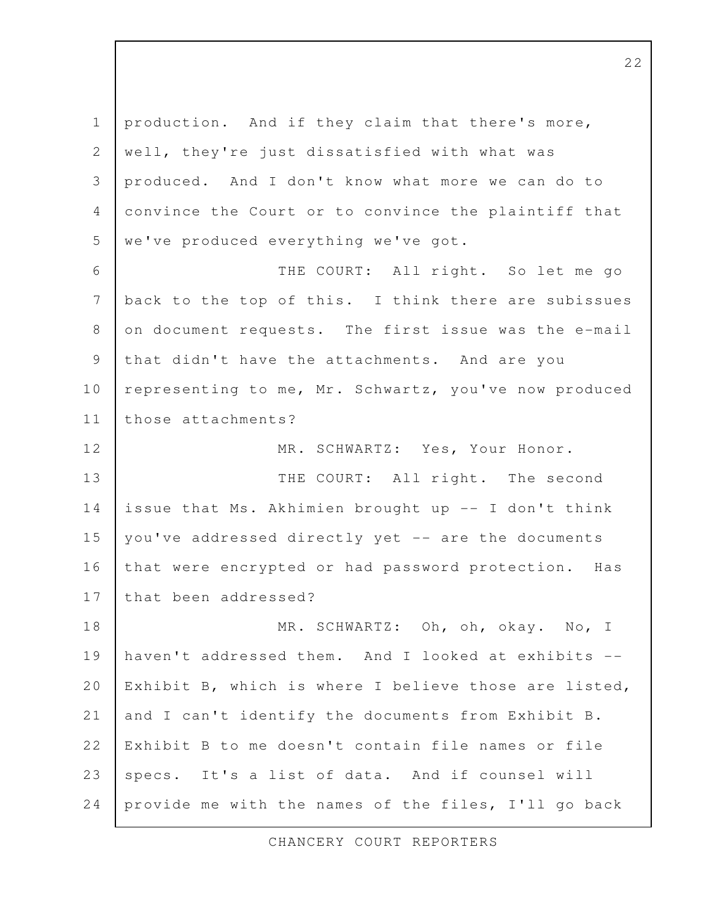production. And if they claim that there's more, well, they're just dissatisfied with what was produced. And I don't know what more we can do to convince the Court or to convince the plaintiff that we've produced everything we've got.

THE COURT: All right. So let me go back to the top of this. I think there are subissues on document requests. The first issue was the e-mail that didn't have the attachments. And are you representing to me, Mr. Schwartz, you've now produced those attachments?

MR. SCHWARTZ: Yes, Your Honor.

THE COURT: All right. The second issue that Ms. Akhimien brought up -- I don't think you've addressed directly yet -- are the documents that were encrypted or had password protection. Has that been addressed?

MR. SCHWARTZ: Oh, oh, okay. No, I haven't addressed them. And I looked at exhibits -- Exhibit B, which is where I believe those are listed, and I can't identify the documents from Exhibit B. Exhibit B to me doesn't contain file names or file specs. It's a list of data. And if counsel will provide me with the names of the files, I'll go back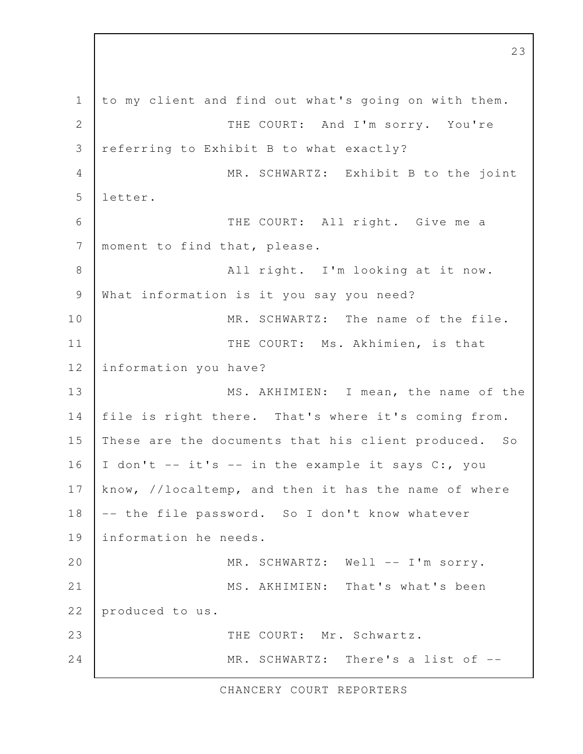to my client and find out what's going on with them.

THE COURT: And I'm sorry. You're referring to Exhibit B to what exactly?

MR. SCHWARTZ: Exhibit B to the joint letter.

THE COURT: All right. Give me a moment to find that, please.

All right. I'm looking at it now. What information is it you say you need?

MR. SCHWARTZ: The name of the file.

THE COURT: Ms. Akhimien, is that information you have?

MS. AKHIMIEN: I mean, the name of the file is right there. That's where it's coming from. These are the documents that his client produced. So I don't -- it's -- in the example it says C:, you know, //localtemp, and then it has the name of where -- the file password. So I don't know whatever information he needs.

MR. SCHWARTZ: Well -- I'm sorry.

MS. AKHIMIEN: That's what's been produced to us.

THE COURT: Mr. Schwartz.

MR. SCHWARTZ: There's a list of --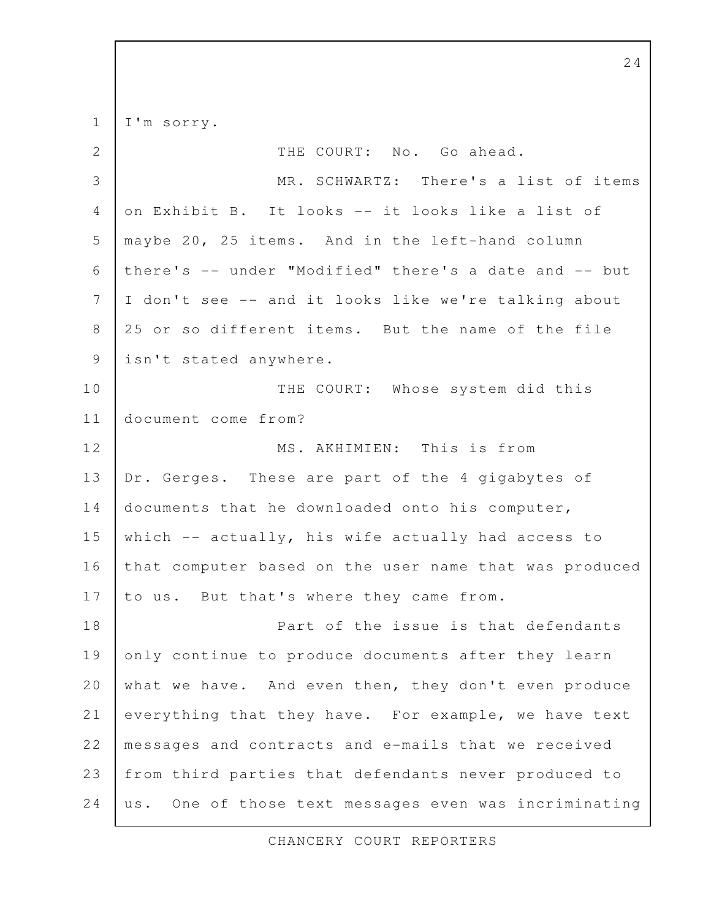I'm sorry.

THE COURT: No. Go ahead.

MR. SCHWARTZ: There's a list of items on Exhibit B. It looks -- it looks like a list of maybe 20, 25 items. And in the left-hand column there's -- under "Modified" there's a date and -- but I don't see -- and it looks like we're talking about 25 or so different items. But the name of the file isn't stated anywhere.

THE COURT: Whose system did this document come from?

MS. AKHIMIEN: This is from Dr. Gerges. These are part of the 4 gigabytes of documents that he downloaded onto his computer, which -- actually, his wife actually had access to that computer based on the user name that was produced to us. But that's where they came from.

Part of the issue is that defendants only continue to produce documents after they learn what we have. And even then, they don't even produce everything that they have. For example, we have text messages and contracts and e-mails that we received from third parties that defendants never produced to us. One of those text messages even was incriminating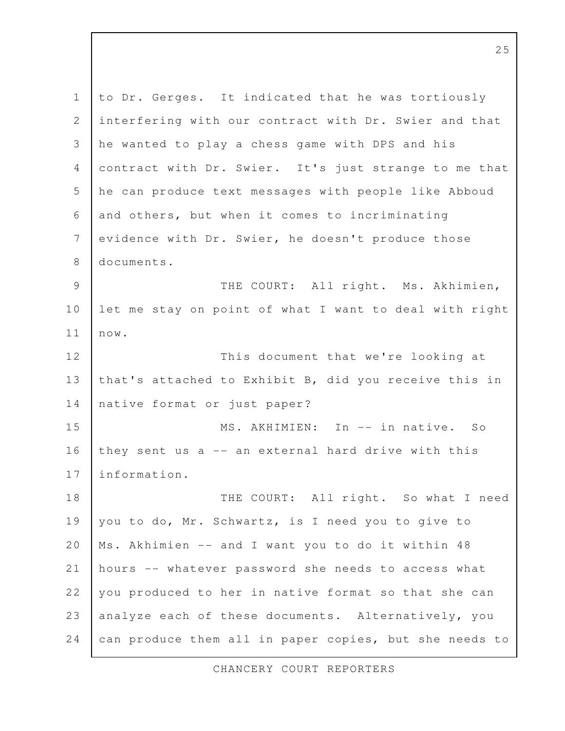to Dr. Gerges. It indicated that he was tortiously interfering with our contract with Dr. Swier and that he wanted to play a chess game with DPS and his contract with Dr. Swier. It's just strange to me that he can produce text messages with people like Abboud and others, but when it comes to incriminating evidence with Dr. Swier, he doesn't produce those documents.

THE COURT: All right. Ms. Akhimien, let me stay on point of what I want to deal with right now.

This document that we're looking at that's attached to Exhibit B, did you receive this in native format or just paper?

MS. AKHIMIEN: In -- in native. So they sent us a -- an external hard drive with this information.

THE COURT: All right. So what I need you to do, Mr. Schwartz, is I need you to give to Ms. Akhimien -- and I want you to do it within 48 hours -- whatever password she needs to access what you produced to her in native format so that she can analyze each of these documents. Alternatively, you can produce them all in paper copies, but she needs to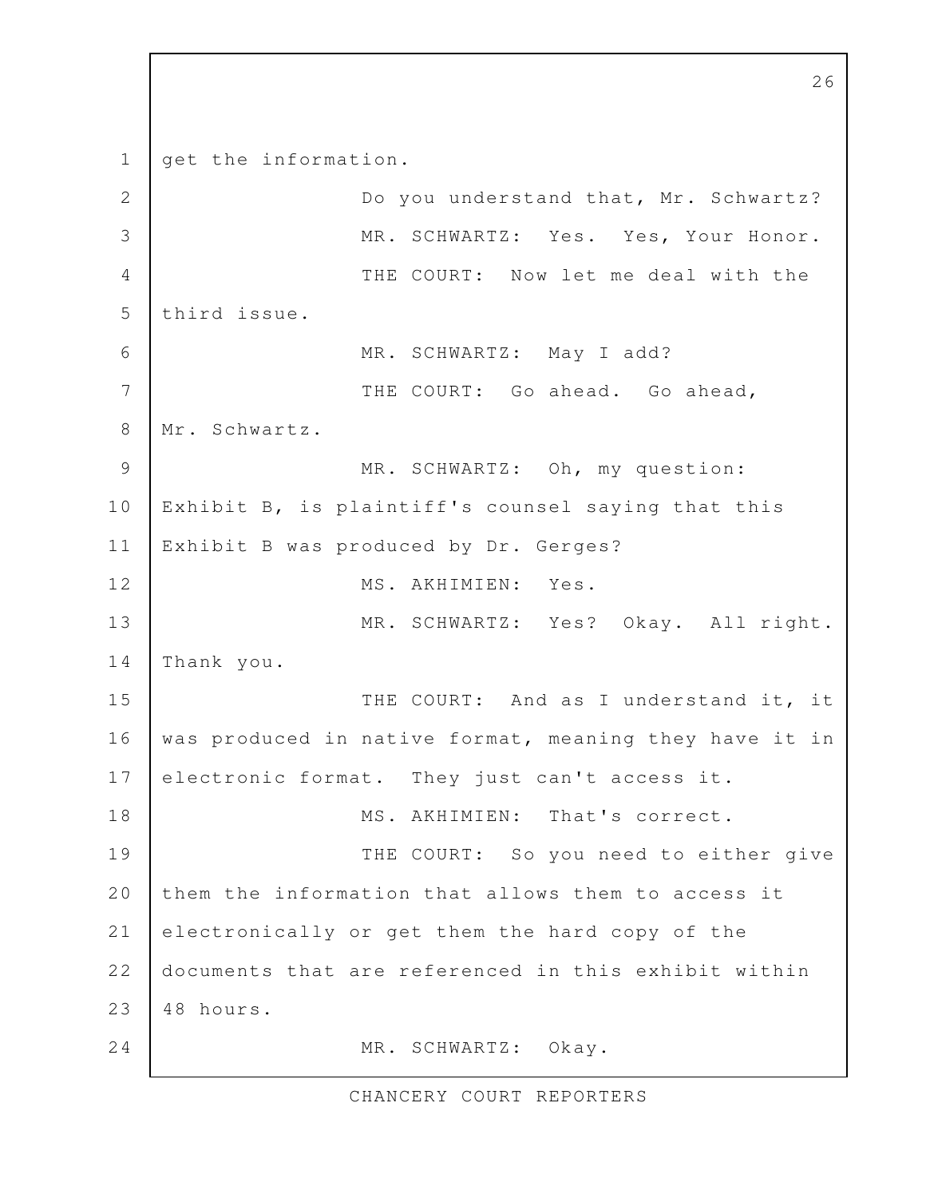get the information.

Do you understand that, Mr. Schwartz?

MR. SCHWARTZ: Yes. Yes, Your Honor.

THE COURT: Now let me deal with the third issue.

MR. SCHWARTZ: May I add?

THE COURT: Go ahead. Go ahead, Mr. Schwartz.

MR. SCHWARTZ: Oh, my question: Exhibit B, is plaintiff's counsel saying that this Exhibit B was produced by Dr. Gerges?

MS. AKHIMIEN: Yes.

MR. SCHWARTZ: Yes? Okay. All right. Thank you.

THE COURT: And as I understand it, it was produced in native format, meaning they have it in electronic format. They just can't access it.

MS. AKHIMIEN: That's correct.

THE COURT: So you need to either give them the information that allows them to access it electronically or get them the hard copy of the documents that are referenced in this exhibit within 48 hours.

MR. SCHWARTZ: Okay.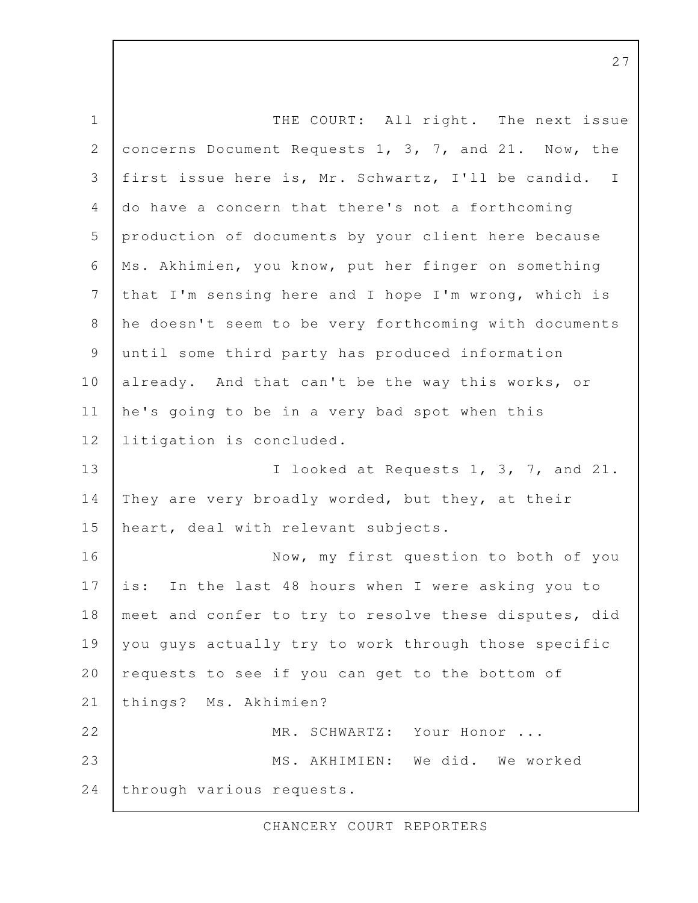THE COURT: All right. The next issue concerns Document Requests 1, 3, 7, and 21. Now, the first issue here is, Mr. Schwartz, I'll be candid. I do have a concern that there's not a forthcoming production of documents by your client here because Ms. Akhimien, you know, put her finger on something that I'm sensing here and I hope I'm wrong, which is he doesn't seem to be very forthcoming with documents until some third party has produced information already. And that can't be the way this works, or he's going to be in a very bad spot when this litigation is concluded.

I looked at Requests 1, 3, 7, and 21. They are very broadly worded, but they, at their heart, deal with relevant subjects.

Now, my first question to both of you is: In the last 48 hours when I were asking you to meet and confer to try to resolve these disputes, did you guys actually try to work through those specific requests to see if you can get to the bottom of things? Ms. Akhimien?

MR. SCHWARTZ: Your Honor ...

MS. AKHIMIEN: We did. We worked through various requests.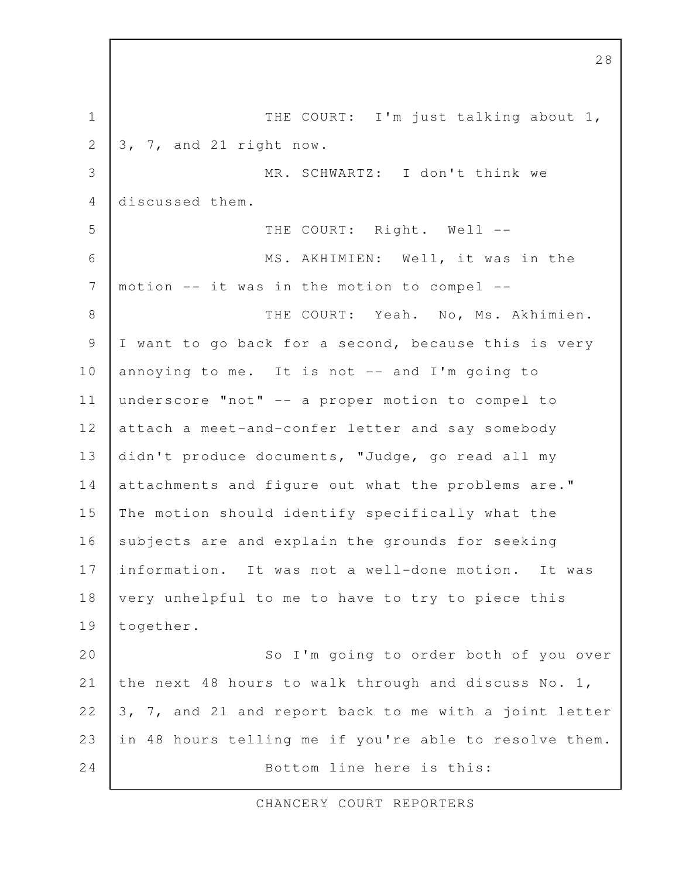THE COURT: I'm just talking about 1, 3, 7, and 21 right now.

MR. SCHWARTZ: I don't think we discussed them.

THE COURT: Right. Well --

MS. AKHIMIEN: Well, it was in the motion -- it was in the motion to compel --

THE COURT: Yeah. No, Ms. Akhimien. I want to go back for a second, because this is very annoying to me. It is not -- and I'm going to underscore "not" -- a proper motion to compel to attach a meet-and-confer letter and say somebody didn't produce documents, "Judge, go read all my attachments and figure out what the problems are." The motion should identify specifically what the subjects are and explain the grounds for seeking information. It was not a well-done motion. It was very unhelpful to me to have to try to piece this together.

So I'm going to order both of you over the next 48 hours to walk through and discuss No. 1, 3, 7, and 21 and report back to me with a joint letter in 48 hours telling me if you're able to resolve them.

Bottom line here is this: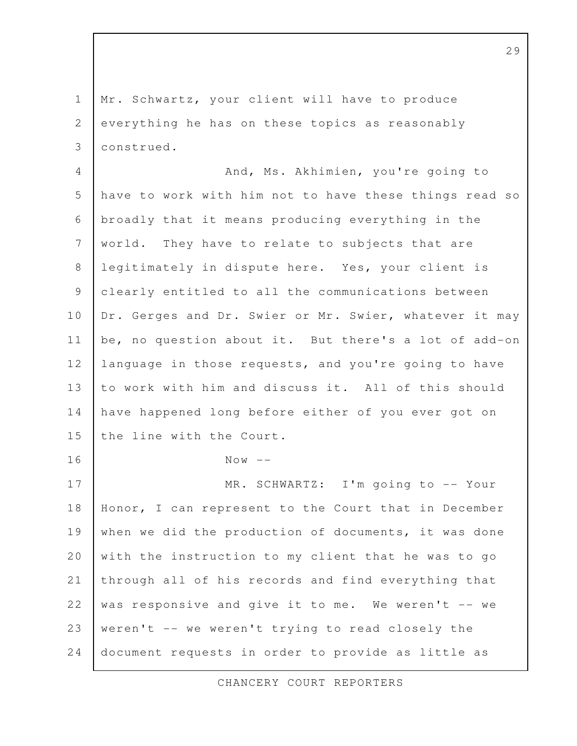Mr. Schwartz, your client will have to produce everything he has on these topics as reasonably construed.

And, Ms. Akhimien, you're going to have to work with him not to have these things read so broadly that it means producing everything in the world. They have to relate to subjects that are legitimately in dispute here. Yes, your client is clearly entitled to all the communications between Dr. Gerges and Dr. Swier or Mr. Swier, whatever it may be, no question about it. But there's a lot of add-on language in those requests, and you're going to have to work with him and discuss it. All of this should have happened long before either of you ever got on the line with the Court.

Now --

MR. SCHWARTZ: I'm going to -- Your Honor, I can represent to the Court that in December when we did the production of documents, it was done with the instruction to my client that he was to go through all of his records and find everything that was responsive and give it to me. We weren't -- we weren't -- we weren't trying to read closely the document requests in order to provide as little as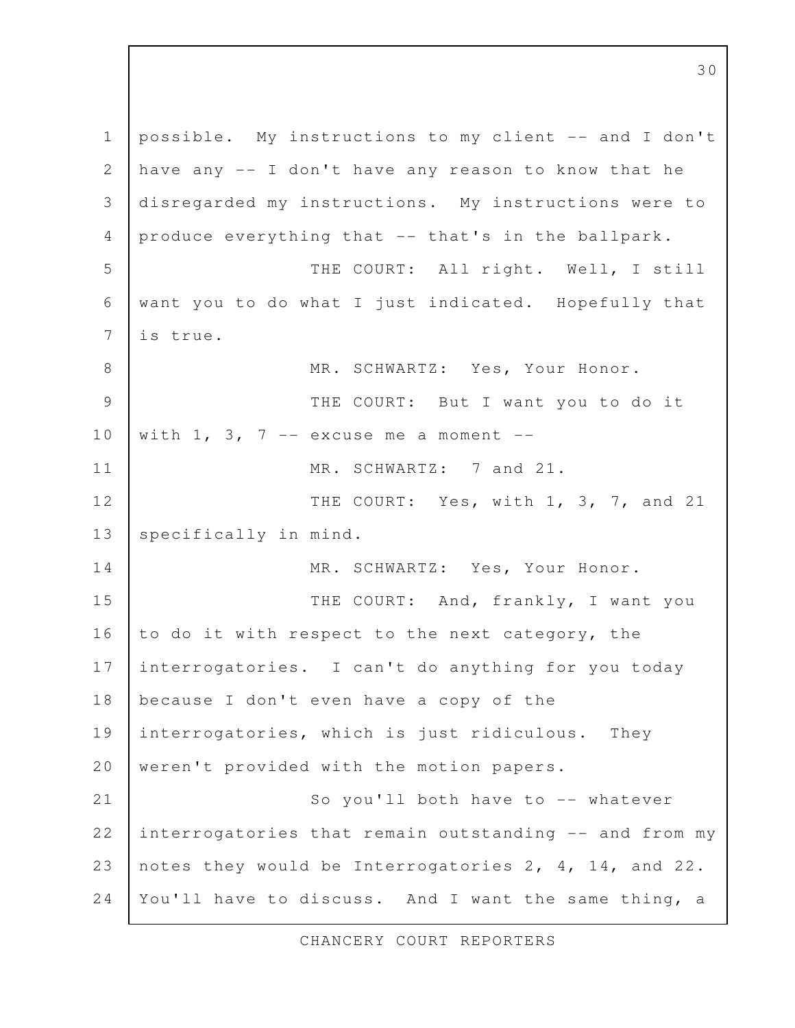possible. My instructions to my client -- and I don't have any -- I don't have any reason to know that he disregarded my instructions. My instructions were to produce everything that -- that's in the ballpark.

THE COURT: All right. Well, I still want you to do what I just indicated. Hopefully that is true.

MR. SCHWARTZ: Yes, Your Honor.

THE COURT: But I want you to do it with 1, 3, 7 -- excuse me a moment --

MR. SCHWARTZ: 7 and 21.

THE COURT: Yes, with 1, 3, 7, and 21 specifically in mind.

MR. SCHWARTZ: Yes, Your Honor.

THE COURT: And, frankly, I want you to do it with respect to the next category, the interrogatories. I can't do anything for you today because I don't even have a copy of the interrogatories, which is just ridiculous. They weren't provided with the motion papers.

So you'll both have to -- whatever interrogatories that remain outstanding -- and from my notes they would be Interrogatories 2, 4, 14, and 22. You'll have to discuss. And I want the same thing, a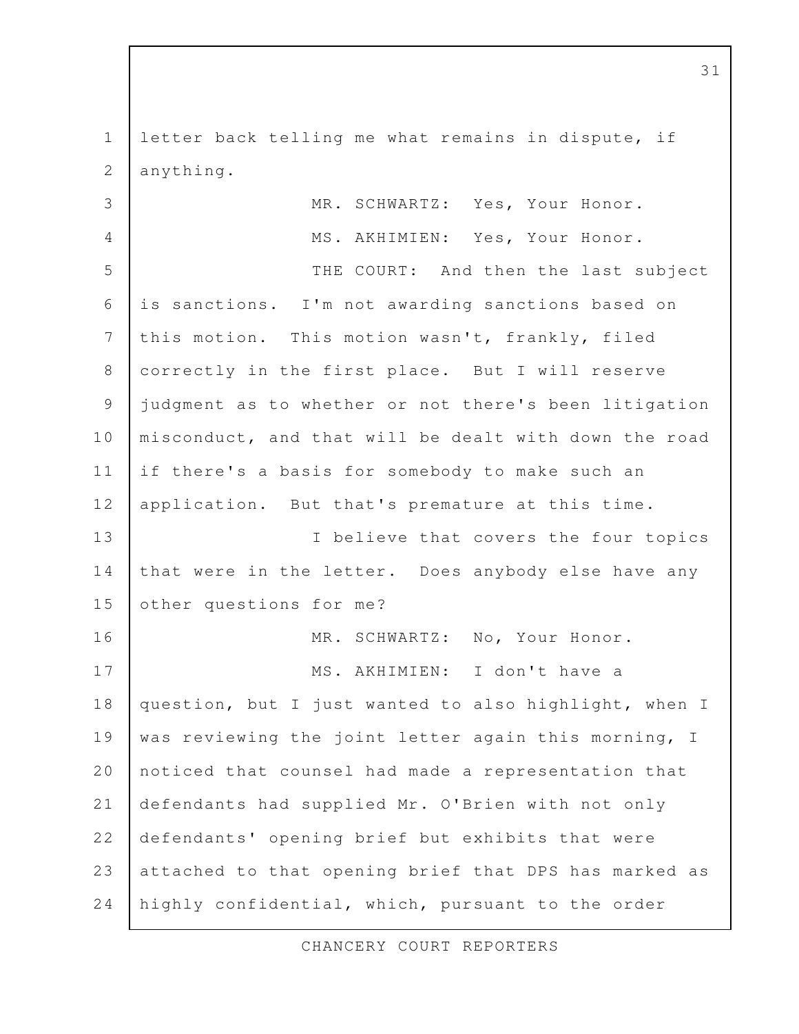letter back telling me what remains in dispute, if anything.

MR. SCHWARTZ: Yes, Your Honor.

MS. AKHIMIEN: Yes, Your Honor.

THE COURT: And then the last subject is sanctions. I'm not awarding sanctions based on this motion. This motion wasn't, frankly, filed correctly in the first place. But I will reserve judgment as to whether or not there's been litigation misconduct, and that will be dealt with down the road if there's a basis for somebody to make such an application. But that's premature at this time.

I believe that covers the four topics that were in the letter. Does anybody else have any other questions for me?

MR. SCHWARTZ: No, Your Honor.

MS. AKHIMIEN: I don't have a question, but I just wanted to also highlight, when I was reviewing the joint letter again this morning, I noticed that counsel had made a representation that defendants had supplied Mr. O'Brien with not only defendants' opening brief but exhibits that were attached to that opening brief that DPS has marked as highly confidential, which, pursuant to the order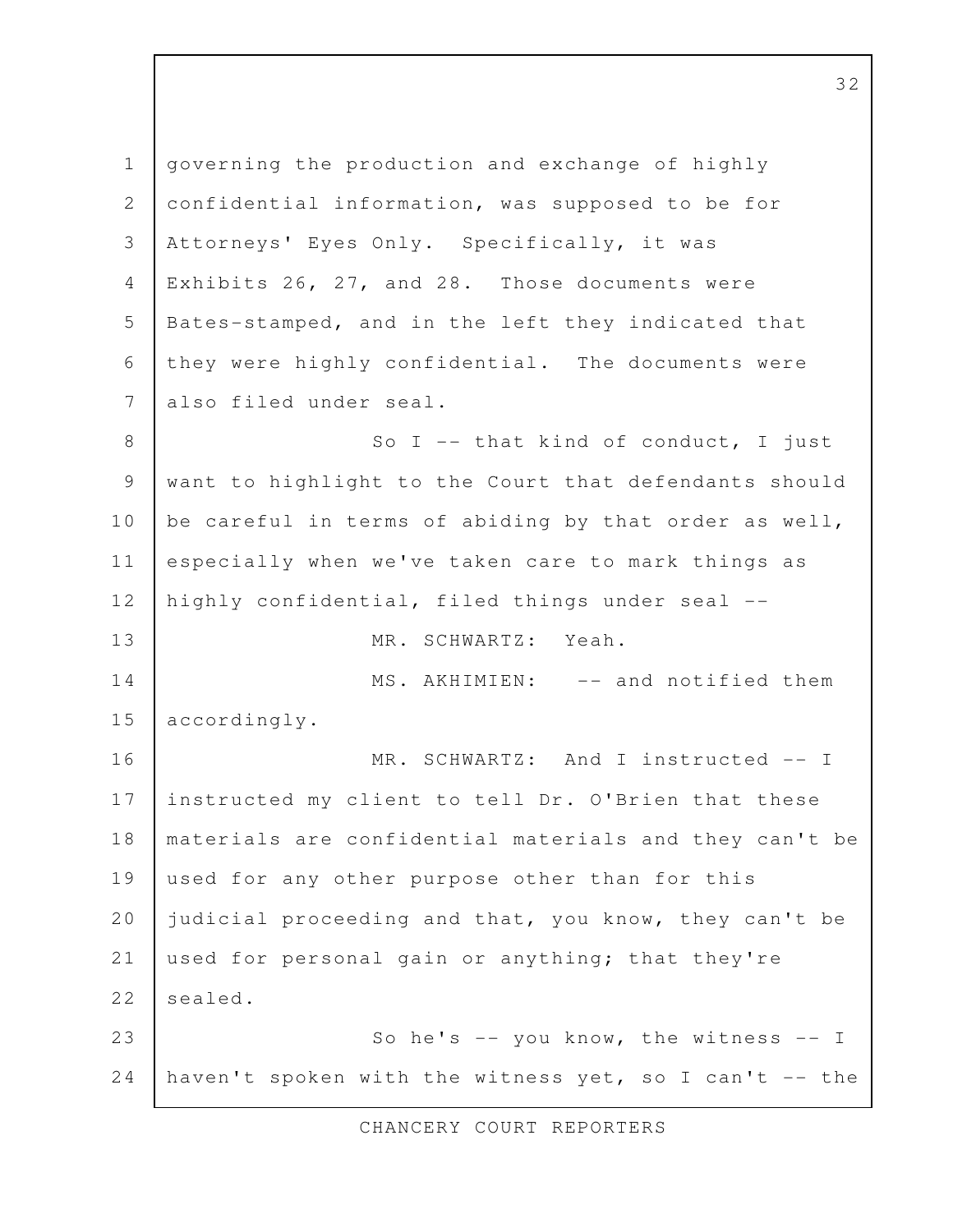governing the production and exchange of highly confidential information, was supposed to be for Attorneys' Eyes Only. Specifically, it was Exhibits 26, 27, and 28. Those documents were Bates-stamped, and in the left they indicated that they were highly confidential. The documents were also filed under seal.

So I -- that kind of conduct, I just want to highlight to the Court that defendants should be careful in terms of abiding by that order as well, especially when we've taken care to mark things as highly confidential, filed things under seal --

MR. SCHWARTZ: Yeah.

MS. AKHIMIEN: -- and notified them accordingly.

MR. SCHWARTZ: And I instructed -- I instructed my client to tell Dr. O'Brien that these materials are confidential materials and they can't be used for any other purpose other than for this judicial proceeding and that, you know, they can't be used for personal gain or anything; that they're sealed.

So he's -- you know, the witness -- I haven't spoken with the witness yet, so I can't -- the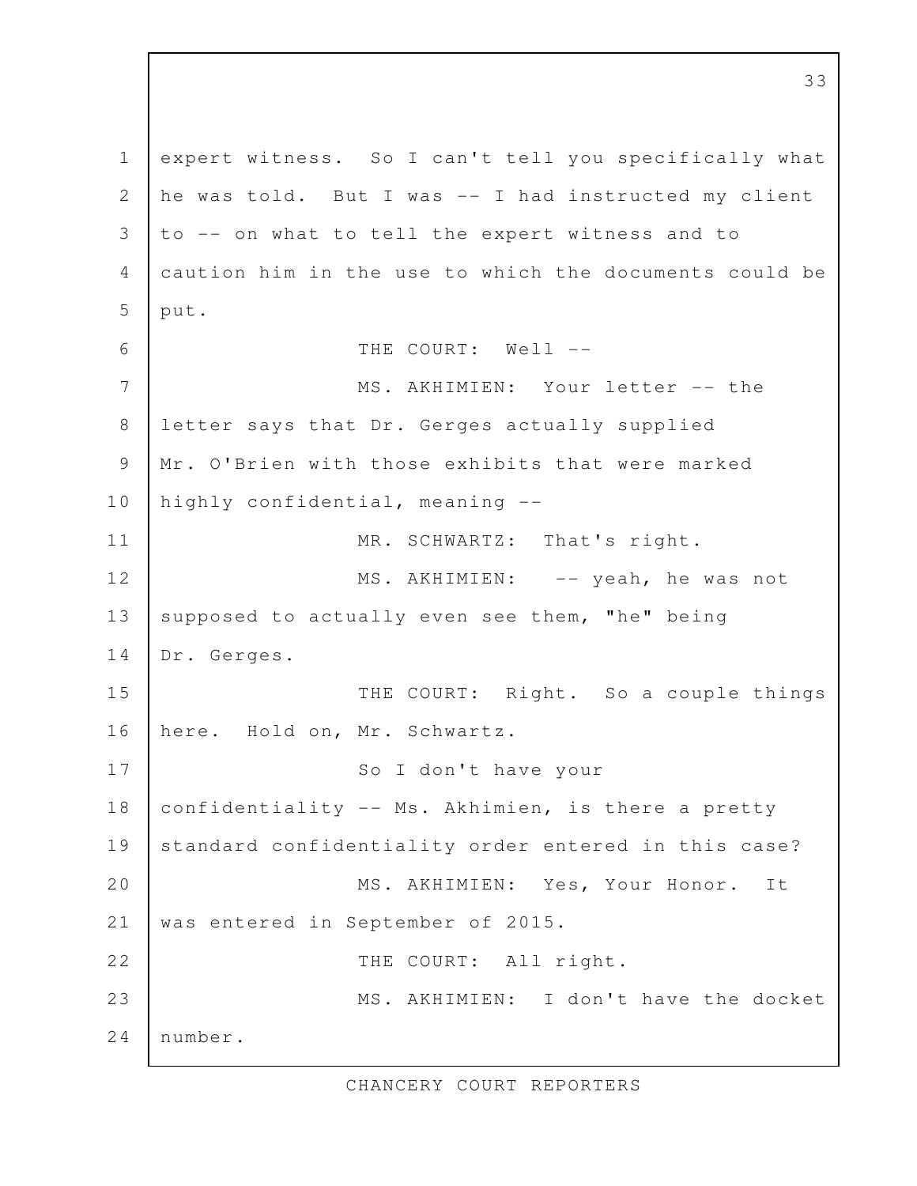expert witness. So I can't tell you specifically what he was told. But I was -- I had instructed my client to -- on what to tell the expert witness and to caution him in the use to which the documents could be put.

THE COURT: Well --

MS. AKHIMIEN: Your letter -- the letter says that Dr. Gerges actually supplied Mr. O'Brien with those exhibits that were marked highly confidential, meaning --

MR. SCHWARTZ: That's right.

MS. AKHIMIEN: -- yeah, he was not supposed to actually even see them, "he" being Dr. Gerges.

THE COURT: Right. So a couple things here. Hold on, Mr. Schwartz.

So I don't have your confidentiality -- Ms. Akhimien, is there a pretty standard confidentiality order entered in this case?

MS. AKHIMIEN: Yes, Your Honor. It was entered in September of 2015.

THE COURT: All right.

MS. AKHIMIEN: I don't have the docket number.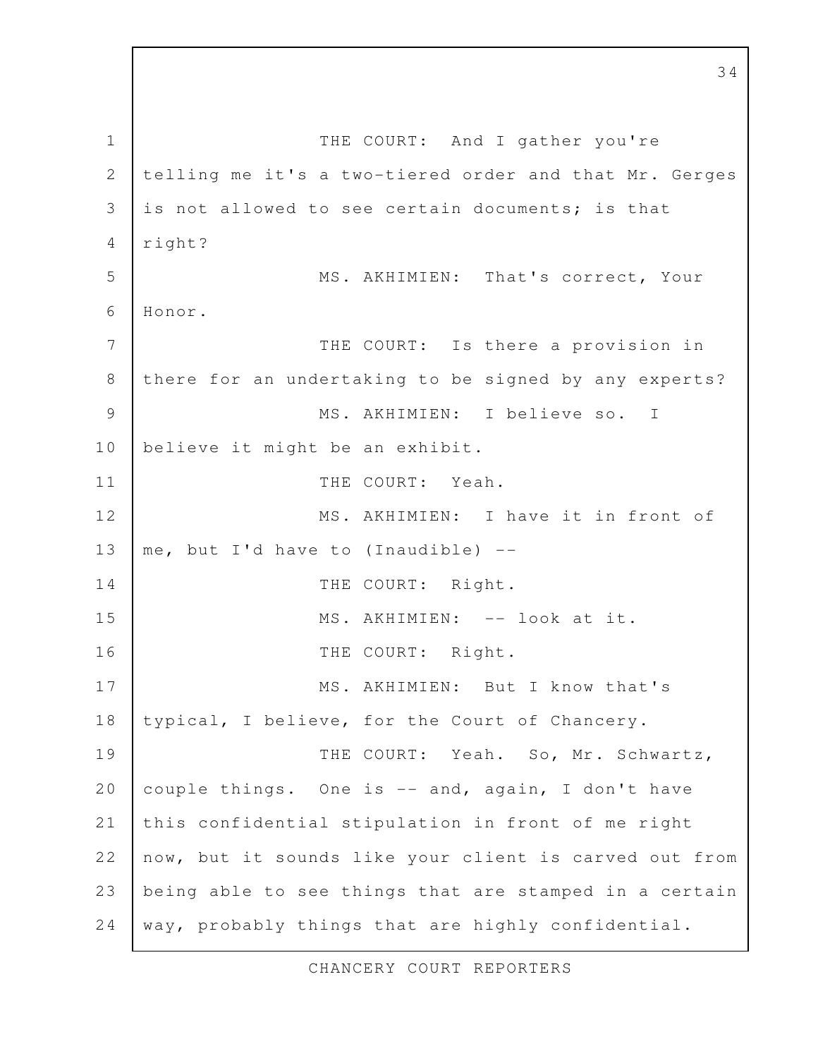THE COURT: And I gather you're telling me it's a two-tiered order and that Mr. Gerges is not allowed to see certain documents; is that right?

MS. AKHIMIEN: That's correct, Your Honor.

THE COURT: Is there a provision in there for an undertaking to be signed by any experts?

MS. AKHIMIEN: I believe so. I believe it might be an exhibit.

THE COURT: Yeah.

MS. AKHIMIEN: I have it in front of me, but I'd have to (Inaudible) --

THE COURT: Right.

MS. AKHIMIEN: -- look at it.

THE COURT: Right.

MS. AKHIMIEN: But I know that's typical, I believe, for the Court of Chancery.

THE COURT: Yeah. So, Mr. Schwartz, couple things. One is -- and, again, I don't have this confidential stipulation in front of me right now, but it sounds like your client is carved out from being able to see things that are stamped in a certain way, probably things that are highly confidential.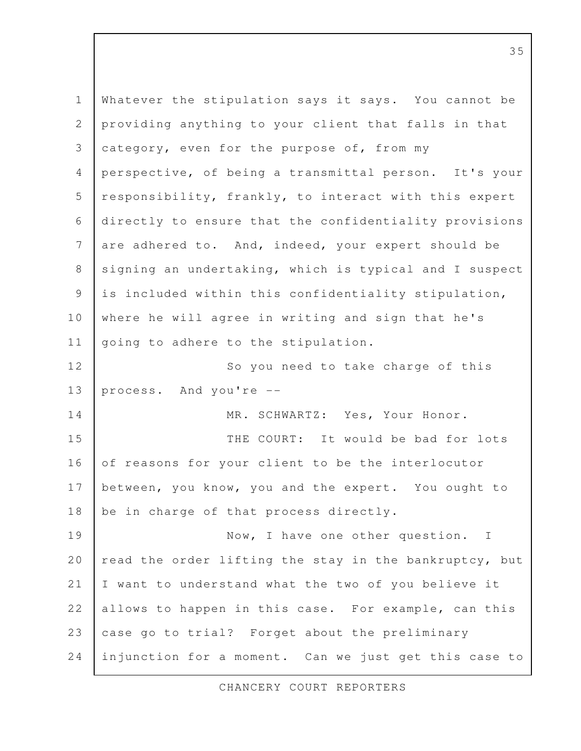Whatever the stipulation says it says. You cannot be providing anything to your client that falls in that category, even for the purpose of, from my perspective, of being a transmittal person. It's your responsibility, frankly, to interact with this expert directly to ensure that the confidentiality provisions are adhered to. And, indeed, your expert should be signing an undertaking, which is typical and I suspect is included within this confidentiality stipulation, where he will agree in writing and sign that he's going to adhere to the stipulation.

So you need to take charge of this process. And you're --

MR. SCHWARTZ: Yes, Your Honor.

THE COURT: It would be bad for lots of reasons for your client to be the interlocutor between, you know, you and the expert. You ought to be in charge of that process directly.

Now, I have one other question. I read the order lifting the stay in the bankruptcy, but I want to understand what the two of you believe it allows to happen in this case. For example, can this case go to trial? Forget about the preliminary injunction for a moment. Can we just get this case to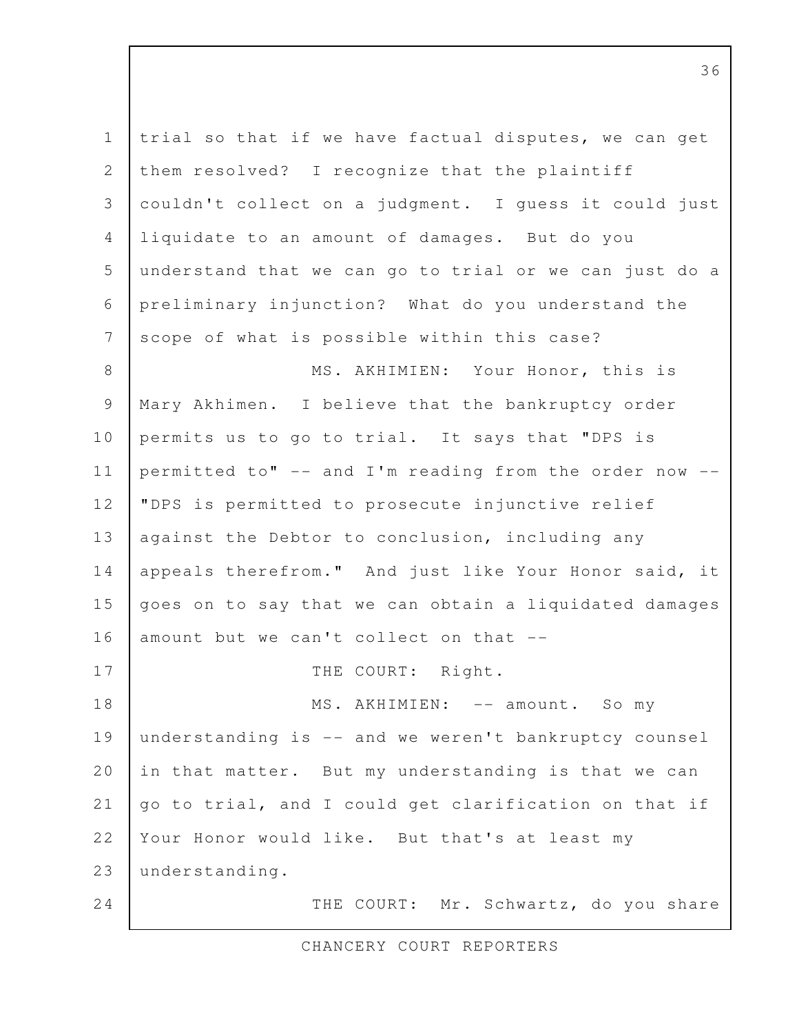trial so that if we have factual disputes, we can get them resolved? I recognize that the plaintiff couldn't collect on a judgment. I guess it could just liquidate to an amount of damages. But do you understand that we can go to trial or we can just do a preliminary injunction? What do you understand the scope of what is possible within this case?

MS. AKHIMIEN: Your Honor, this is Mary Akhimen. I believe that the bankruptcy order permits us to go to trial. It says that "DPS is permitted to" -- and I'm reading from the order now -- "DPS is permitted to prosecute injunctive relief against the Debtor to conclusion, including any appeals therefrom." And just like Your Honor said, it goes on to say that we can obtain a liquidated damages amount but we can't collect on that --

THE COURT: Right.

MS. AKHIMIEN: -- amount. So my understanding is -- and we weren't bankruptcy counsel in that matter. But my understanding is that we can go to trial, and I could get clarification on that if Your Honor would like. But that's at least my understanding.

THE COURT: Mr. Schwartz, do you share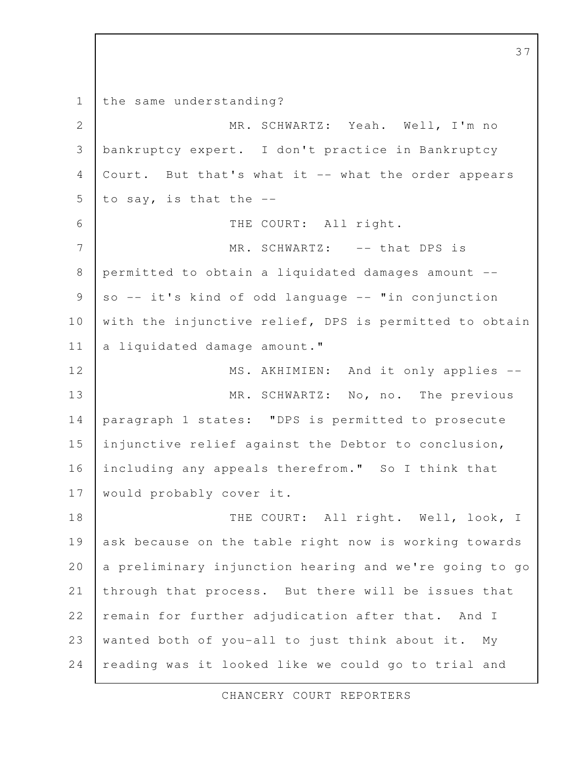the same understanding?

MR. SCHWARTZ: Yeah. Well, I'm no bankruptcy expert. I don't practice in Bankruptcy Court. But that's what it -- what the order appears to say, is that the --

THE COURT: All right.

MR. SCHWARTZ: -- that DPS is permitted to obtain a liquidated damages amount -- so -- it's kind of odd language -- "in conjunction with the injunctive relief, DPS is permitted to obtain a liquidated damage amount."

MS. AKHIMIEN: And it only applies --

MR. SCHWARTZ: No, no. The previous paragraph 1 states: "DPS is permitted to prosecute injunctive relief against the Debtor to conclusion, including any appeals therefrom." So I think that would probably cover it.

THE COURT: All right. Well, look, I ask because on the table right now is working towards a preliminary injunction hearing and we're going to go through that process. But there will be issues that remain for further adjudication after that. And I wanted both of you-all to just think about it. My reading was it looked like we could go to trial and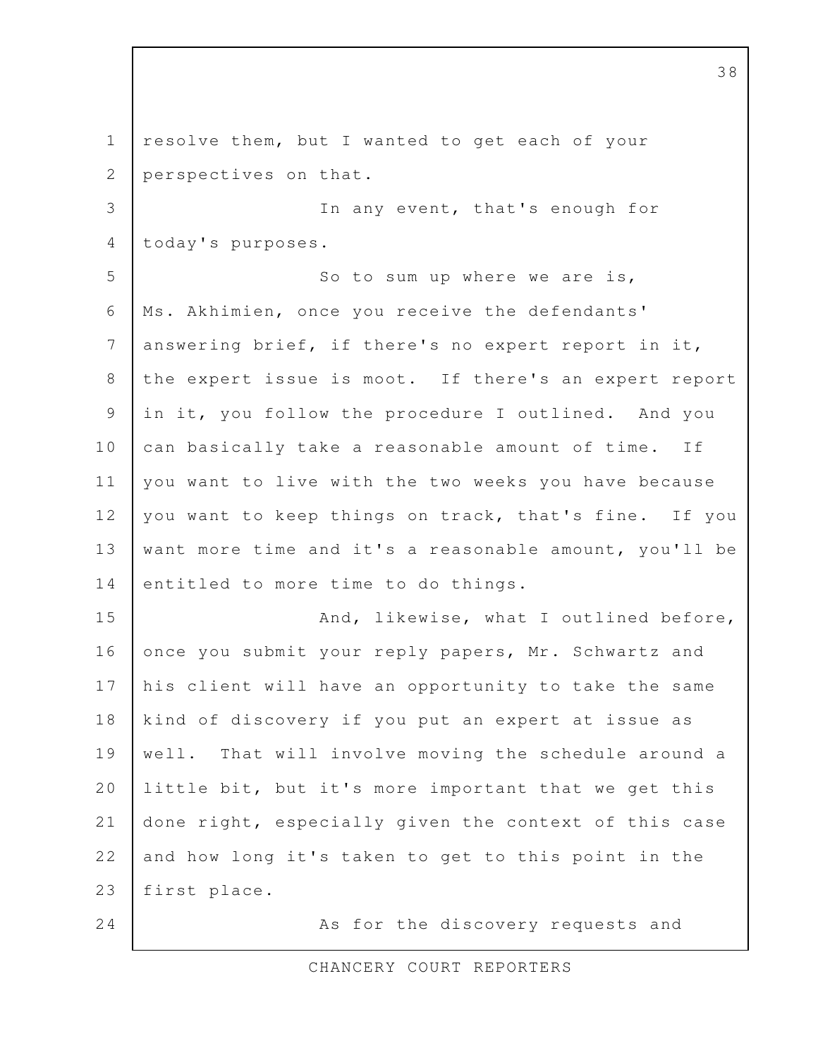resolve them, but I wanted to get each of your perspectives on that.

In any event, that's enough for today's purposes.

So to sum up where we are is, Ms. Akhimien, once you receive the defendants' answering brief, if there's no expert report in it, the expert issue is moot. If there's an expert report in it, you follow the procedure I outlined. And you can basically take a reasonable amount of time. If you want to live with the two weeks you have because you want to keep things on track, that's fine. If you want more time and it's a reasonable amount, you'll be entitled to more time to do things.

And, likewise, what I outlined before, once you submit your reply papers, Mr. Schwartz and his client will have an opportunity to take the same kind of discovery if you put an expert at issue as well. That will involve moving the schedule around a little bit, but it's more important that we get this done right, especially given the context of this case and how long it's taken to get to this point in the first place.

As for the discovery requests and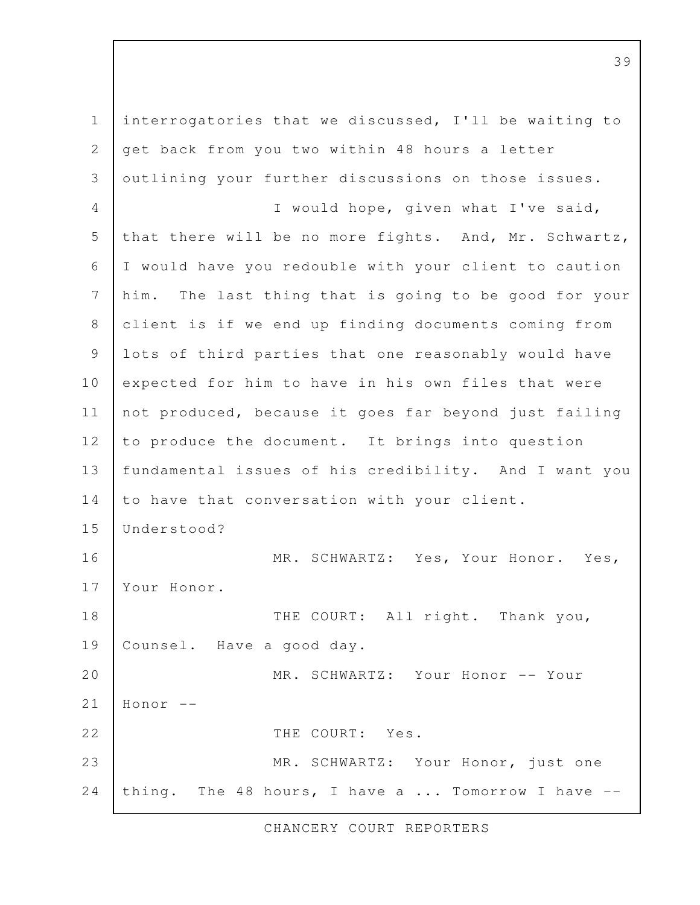interrogatories that we discussed, I'll be waiting to get back from you two within 48 hours a letter outlining your further discussions on those issues.

I would hope, given what I've said, that there will be no more fights. And, Mr. Schwartz, I would have you redouble with your client to caution him. The last thing that is going to be good for your client is if we end up finding documents coming from lots of third parties that one reasonably would have expected for him to have in his own files that were not produced, because it goes far beyond just failing to produce the document. It brings into question fundamental issues of his credibility. And I want you to have that conversation with your client. Understood?

MR. SCHWARTZ: Yes, Your Honor. Yes, Your Honor.

THE COURT: All right. Thank you, Counsel. Have a good day.

MR. SCHWARTZ: Your Honor -- Your Honor --

THE COURT: Yes.

MR. SCHWARTZ: Your Honor, just one thing. The 48 hours, I have a ... Tomorrow I have --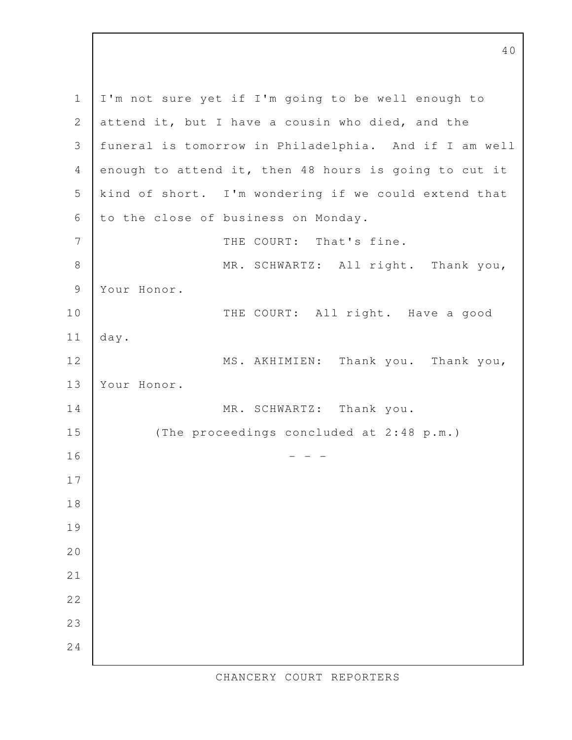I'm not sure yet if I'm going to be well enough to attend it, but I have a cousin who died, and the funeral is tomorrow in Philadelphia. And if I am well enough to attend it, then 48 hours is going to cut it kind of short. I'm wondering if we could extend that to the close of business on Monday.

THE COURT: That's fine.

MR. SCHWARTZ: All right. Thank you, Your Honor.

THE COURT: All right. Have a good day.

MS. AKHIMIEN: Thank you. Thank you, Your Honor.

MR. SCHWARTZ: Thank you.

(The proceedings concluded at 2:48 p.m.)

- - -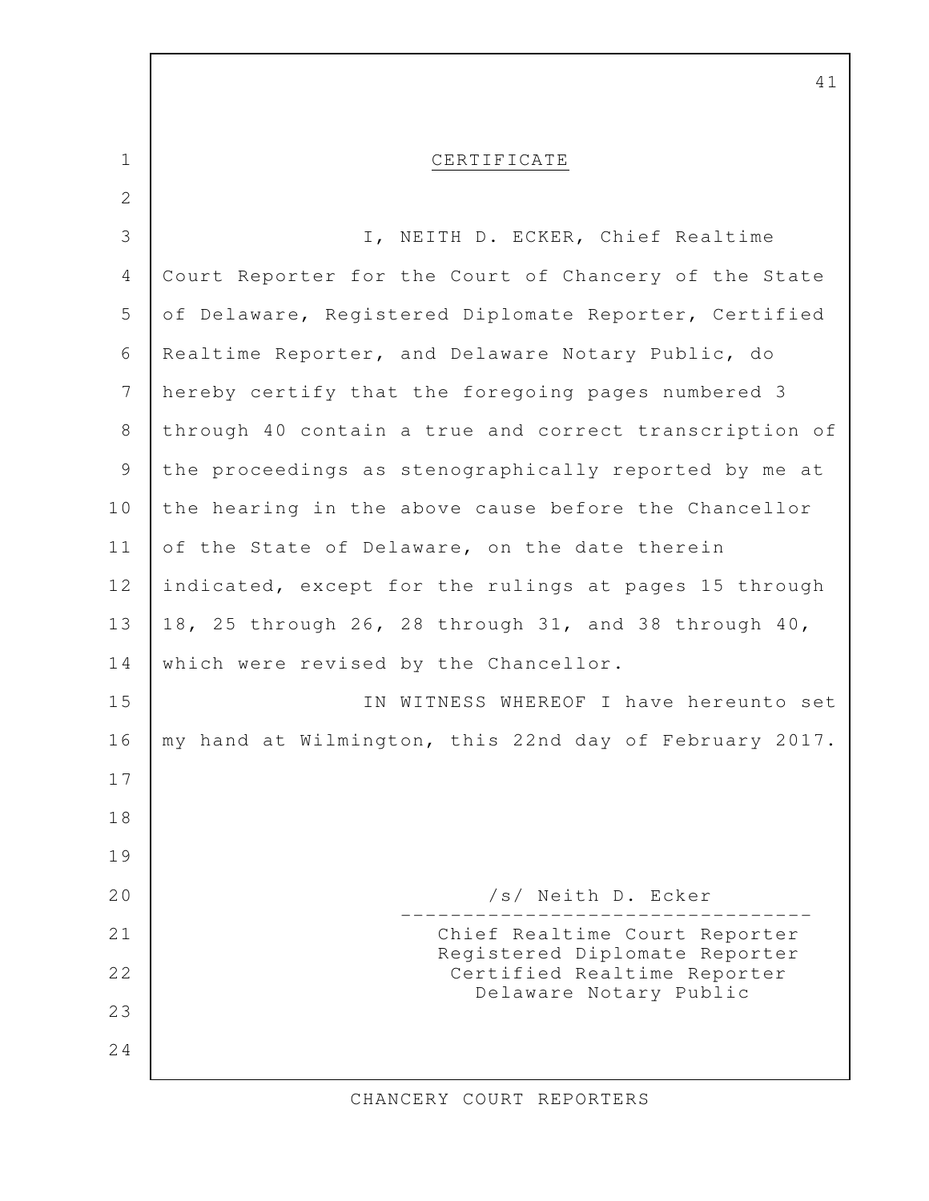CERTIFICATE

I, NEITH D. ECKER, Chief Realtime Court Reporter for the Court of Chancery of the State of Delaware, Registered Diplomate Reporter, Certified Realtime Reporter, and Delaware Notary Public, do hereby certify that the foregoing pages numbered 3 through 40 contain a true and correct transcription of the proceedings as stenographically reported by me at the hearing in the above cause before the Chancellor of the State of Delaware, on the date therein indicated, except for the rulings at pages 15 through 18, 25 through 26, 28 through 31, and 38 through 40, which were revised by the Chancellor.

IN WITNESS WHEREOF I have hereunto set my hand at Wilmington, this 22nd day of February 2017.

/s/ Neith D. Ecker

---

Chief Realtime Court Reporter
Registered Diplomate Reporter
Certified Realtime Reporter
Delaware Notary Public